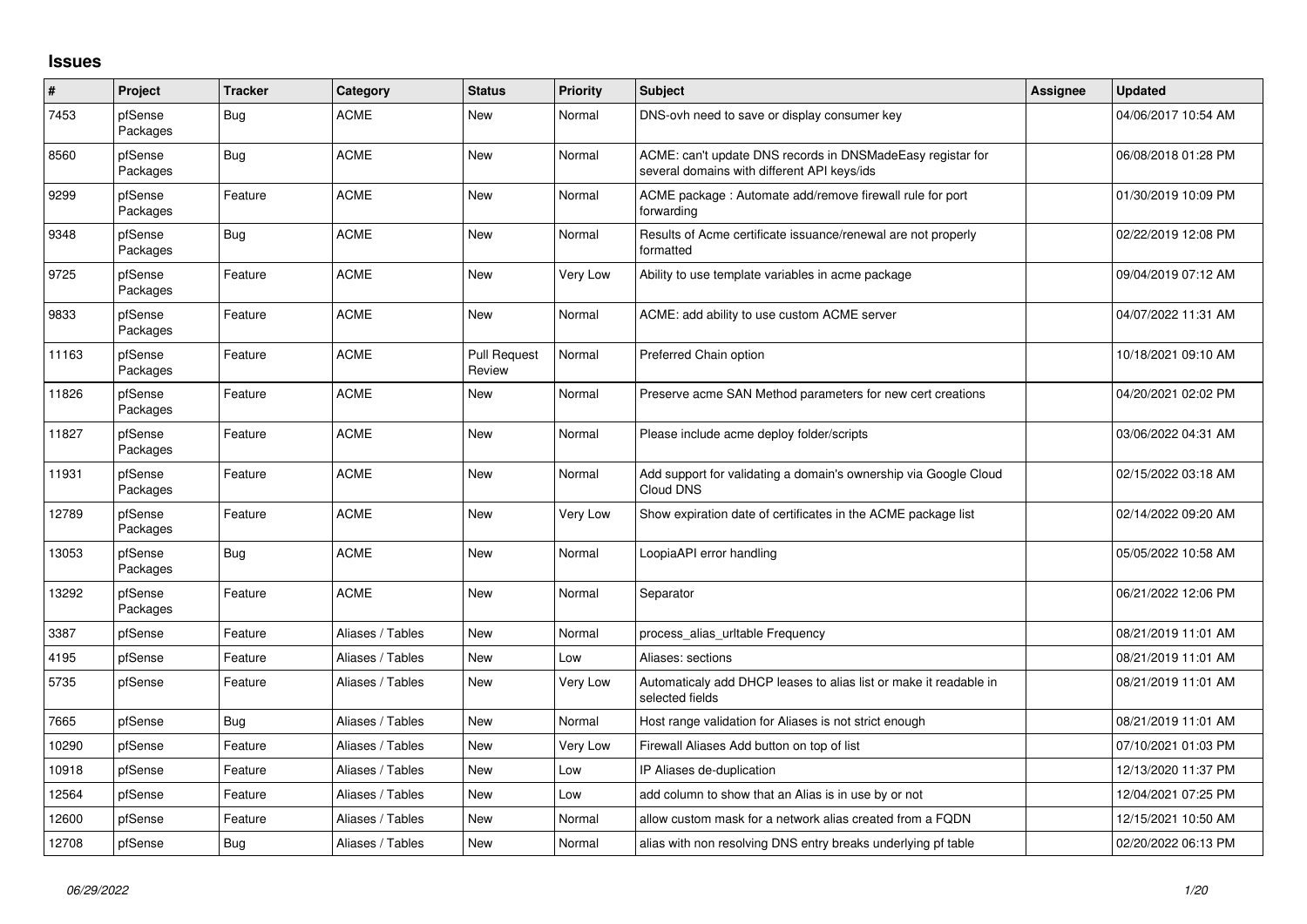## Issues

| # | Project | Tracker | Category | Status | Priority | Subject | Assignee | Updated |
|---|---|---|---|---|---|---|---|---|
| 7453 | pfSense Packages | Bug | ACME | New | Normal | DNS-ovh need to save or display consumer key | | 04/06/2017 10:54 AM |
| 8560 | pfSense Packages | Bug | ACME | New | Normal | ACME: can't update DNS records in DNSMadeEasy registar for several domains with different API keys/ids | | 06/08/2018 01:28 PM |
| 9299 | pfSense Packages | Feature | ACME | New | Normal | ACME package : Automate add/remove firewall rule for port forwarding | | 01/30/2019 10:09 PM |
| 9348 | pfSense Packages | Bug | ACME | New | Normal | Results of Acme certificate issuance/renewal are not properly formatted | | 02/22/2019 12:08 PM |
| 9725 | pfSense Packages | Feature | ACME | New | Very Low | Ability to use template variables in acme package | | 09/04/2019 07:12 AM |
| 9833 | pfSense Packages | Feature | ACME | New | Normal | ACME: add ability to use custom ACME server | | 04/07/2022 11:31 AM |
| 11163 | pfSense Packages | Feature | ACME | Pull Request Review | Normal | Preferred Chain option | | 10/18/2021 09:10 AM |
| 11826 | pfSense Packages | Feature | ACME | New | Normal | Preserve acme SAN Method parameters for new cert creations | | 04/20/2021 02:02 PM |
| 11827 | pfSense Packages | Feature | ACME | New | Normal | Please include acme deploy folder/scripts | | 03/06/2022 04:31 AM |
| 11931 | pfSense Packages | Feature | ACME | New | Normal | Add support for validating a domain's ownership via Google Cloud Cloud DNS | | 02/15/2022 03:18 AM |
| 12789 | pfSense Packages | Feature | ACME | New | Very Low | Show expiration date of certificates in the ACME package list | | 02/14/2022 09:20 AM |
| 13053 | pfSense Packages | Bug | ACME | New | Normal | LoopiaAPI error handling | | 05/05/2022 10:58 AM |
| 13292 | pfSense Packages | Feature | ACME | New | Normal | Separator | | 06/21/2022 12:06 PM |
| 3387 | pfSense | Feature | Aliases / Tables | New | Normal | process_alias_urltable Frequency | | 08/21/2019 11:01 AM |
| 4195 | pfSense | Feature | Aliases / Tables | New | Low | Aliases: sections | | 08/21/2019 11:01 AM |
| 5735 | pfSense | Feature | Aliases / Tables | New | Very Low | Automaticaly add DHCP leases to alias list or make it readable in selected fields | | 08/21/2019 11:01 AM |
| 7665 | pfSense | Bug | Aliases / Tables | New | Normal | Host range validation for Aliases is not strict enough | | 08/21/2019 11:01 AM |
| 10290 | pfSense | Feature | Aliases / Tables | New | Very Low | Firewall Aliases Add button on top of list | | 07/10/2021 01:03 PM |
| 10918 | pfSense | Feature | Aliases / Tables | New | Low | IP Aliases de-duplication | | 12/13/2020 11:37 PM |
| 12564 | pfSense | Feature | Aliases / Tables | New | Low | add column to show that an Alias is in use by or not | | 12/04/2021 07:25 PM |
| 12600 | pfSense | Feature | Aliases / Tables | New | Normal | allow custom mask for a network alias created from a FQDN | | 12/15/2021 10:50 AM |
| 12708 | pfSense | Bug | Aliases / Tables | New | Normal | alias with non resolving DNS entry breaks underlying pf table | | 02/20/2022 06:13 PM |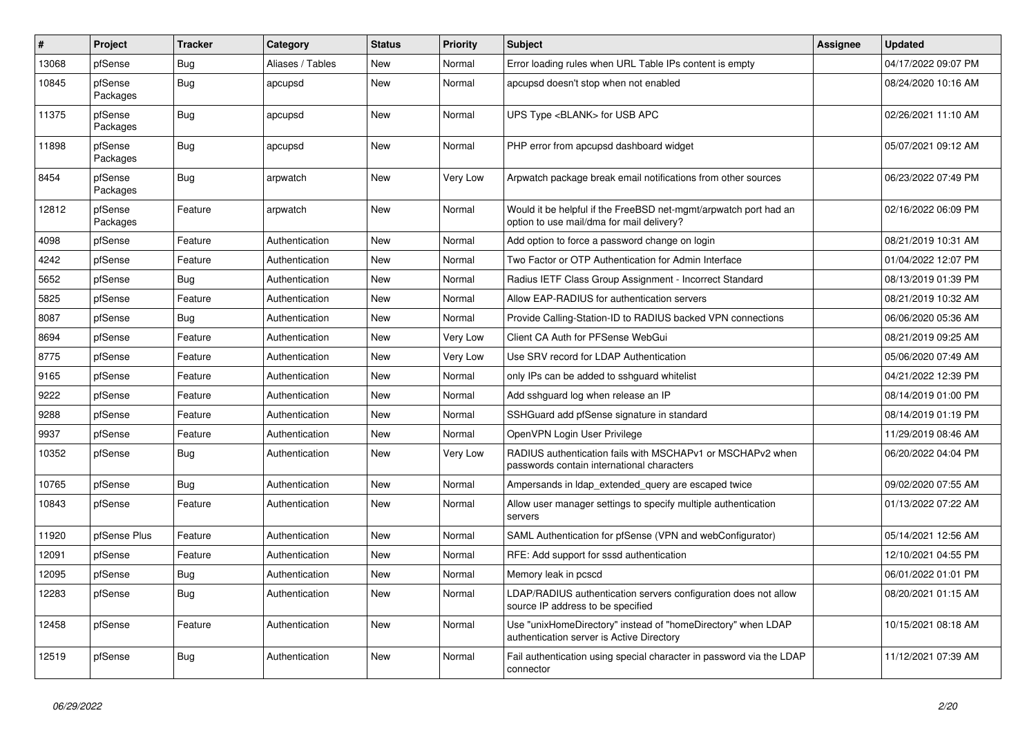| # | Project | Tracker | Category | Status | Priority | Subject | Assignee | Updated |
|---|---|---|---|---|---|---|---|---|
| 13068 | pfSense | Bug | Aliases / Tables | New | Normal | Error loading rules when URL Table IPs content is empty | | 04/17/2022 09:07 PM |
| 10845 | pfSense Packages | Bug | apcupsd | New | Normal | apcupsd doesn't stop when not enabled | | 08/24/2020 10:16 AM |
| 11375 | pfSense Packages | Bug | apcupsd | New | Normal | UPS Type <BLANK> for USB APC | | 02/26/2021 11:10 AM |
| 11898 | pfSense Packages | Bug | apcupsd | New | Normal | PHP error from apcupsd dashboard widget | | 05/07/2021 09:12 AM |
| 8454 | pfSense Packages | Bug | arpwatch | New | Very Low | Arpwatch package break email notifications from other sources | | 06/23/2022 07:49 PM |
| 12812 | pfSense Packages | Feature | arpwatch | New | Normal | Would it be helpful if the FreeBSD net-mgmt/arpwatch port had an option to use mail/dma for mail delivery? | | 02/16/2022 06:09 PM |
| 4098 | pfSense | Feature | Authentication | New | Normal | Add option to force a password change on login | | 08/21/2019 10:31 AM |
| 4242 | pfSense | Feature | Authentication | New | Normal | Two Factor or OTP Authentication for Admin Interface | | 01/04/2022 12:07 PM |
| 5652 | pfSense | Bug | Authentication | New | Normal | Radius IETF Class Group Assignment - Incorrect Standard | | 08/13/2019 01:39 PM |
| 5825 | pfSense | Feature | Authentication | New | Normal | Allow EAP-RADIUS for authentication servers | | 08/21/2019 10:32 AM |
| 8087 | pfSense | Bug | Authentication | New | Normal | Provide Calling-Station-ID to RADIUS backed VPN connections | | 06/06/2020 05:36 AM |
| 8694 | pfSense | Feature | Authentication | New | Very Low | Client CA Auth for PFSense WebGui | | 08/21/2019 09:25 AM |
| 8775 | pfSense | Feature | Authentication | New | Very Low | Use SRV record for LDAP Authentication | | 05/06/2020 07:49 AM |
| 9165 | pfSense | Feature | Authentication | New | Normal | only IPs can be added to sshguard whitelist | | 04/21/2022 12:39 PM |
| 9222 | pfSense | Feature | Authentication | New | Normal | Add sshguard log when release an IP | | 08/14/2019 01:00 PM |
| 9288 | pfSense | Feature | Authentication | New | Normal | SSHGuard add pfSense signature in standard | | 08/14/2019 01:19 PM |
| 9937 | pfSense | Feature | Authentication | New | Normal | OpenVPN Login User Privilege | | 11/29/2019 08:46 AM |
| 10352 | pfSense | Bug | Authentication | New | Very Low | RADIUS authentication fails with MSCHAPv1 or MSCHAPv2 when passwords contain international characters | | 06/20/2022 04:04 PM |
| 10765 | pfSense | Bug | Authentication | New | Normal | Ampersands in ldap_extended_query are escaped twice | | 09/02/2020 07:55 AM |
| 10843 | pfSense | Feature | Authentication | New | Normal | Allow user manager settings to specify multiple authentication servers | | 01/13/2022 07:22 AM |
| 11920 | pfSense Plus | Feature | Authentication | New | Normal | SAML Authentication for pfSense (VPN and webConfigurator) | | 05/14/2021 12:56 AM |
| 12091 | pfSense | Feature | Authentication | New | Normal | RFE: Add support for sssd authentication | | 12/10/2021 04:55 PM |
| 12095 | pfSense | Bug | Authentication | New | Normal | Memory leak in pcscd | | 06/01/2022 01:01 PM |
| 12283 | pfSense | Bug | Authentication | New | Normal | LDAP/RADIUS authentication servers configuration does not allow source IP address to be specified | | 08/20/2021 01:15 AM |
| 12458 | pfSense | Feature | Authentication | New | Normal | Use "unixHomeDirectory" instead of "homeDirectory" when LDAP authentication server is Active Directory | | 10/15/2021 08:18 AM |
| 12519 | pfSense | Bug | Authentication | New | Normal | Fail authentication using special character in password via the LDAP connector | | 11/12/2021 07:39 AM |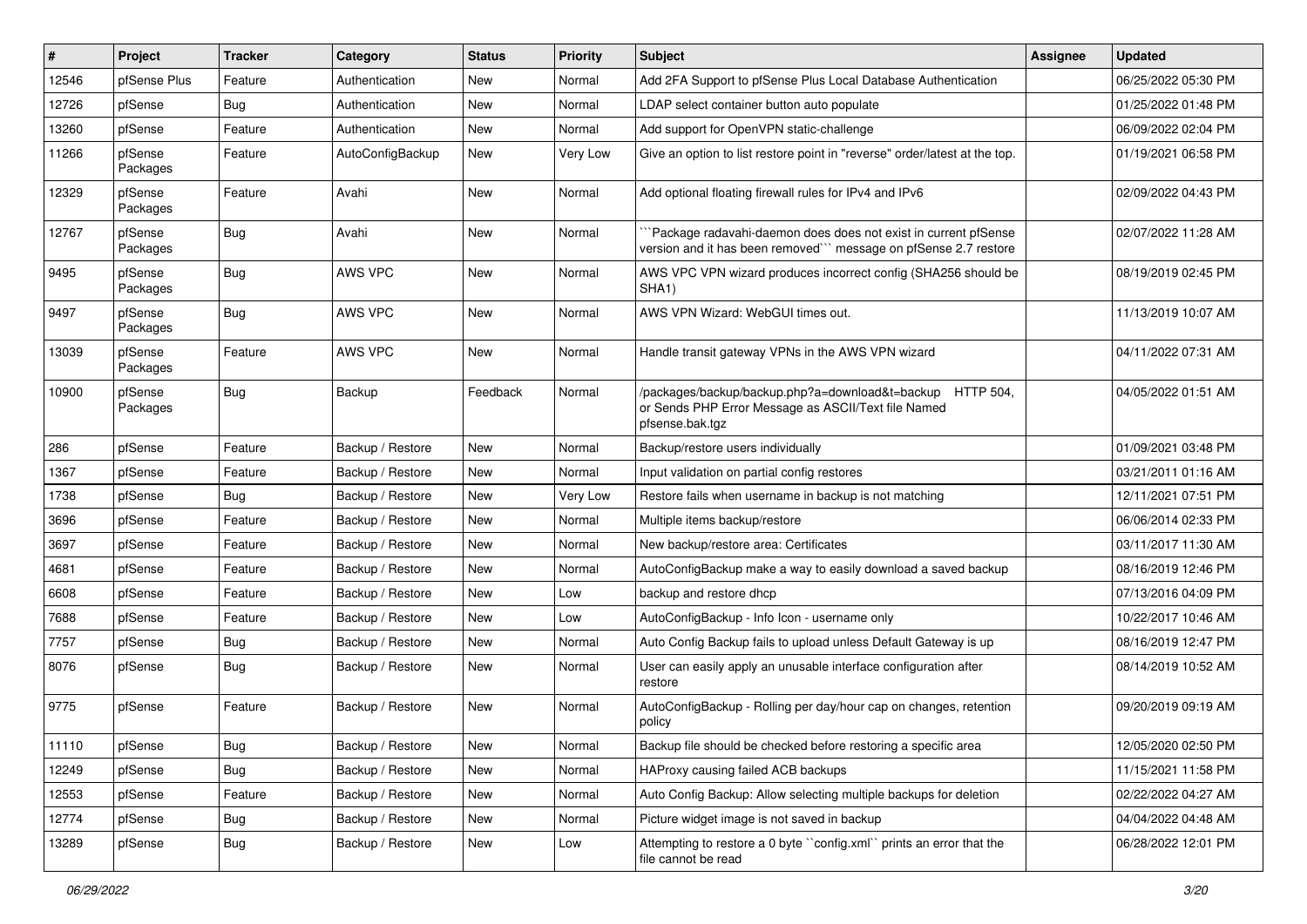| # | Project | Tracker | Category | Status | Priority | Subject | Assignee | Updated |
|---|---|---|---|---|---|---|---|---|
| 12546 | pfSense Plus | Feature | Authentication | New | Normal | Add 2FA Support to pfSense Plus Local Database Authentication | | 06/25/2022 05:30 PM |
| 12726 | pfSense | Bug | Authentication | New | Normal | LDAP select container button auto populate | | 01/25/2022 01:48 PM |
| 13260 | pfSense | Feature | Authentication | New | Normal | Add support for OpenVPN static-challenge | | 06/09/2022 02:04 PM |
| 11266 | pfSense Packages | Feature | AutoConfigBackup | New | Very Low | Give an option to list restore point in "reverse" order/latest at the top. | | 01/19/2021 06:58 PM |
| 12329 | pfSense Packages | Feature | Avahi | New | Normal | Add optional floating firewall rules for IPv4 and IPv6 | | 02/09/2022 04:43 PM |
| 12767 | pfSense Packages | Bug | Avahi | New | Normal | ```Package radavahi-daemon does does not exist in current pfSense version and it has been removed``` message on pfSense 2.7 restore | | 02/07/2022 11:28 AM |
| 9495 | pfSense Packages | Bug | AWS VPC | New | Normal | AWS VPC VPN wizard produces incorrect config (SHA256 should be SHA1) | | 08/19/2019 02:45 PM |
| 9497 | pfSense Packages | Bug | AWS VPC | New | Normal | AWS VPN Wizard: WebGUI times out. | | 11/13/2019 10:07 AM |
| 13039 | pfSense Packages | Feature | AWS VPC | New | Normal | Handle transit gateway VPNs in the AWS VPN wizard | | 04/11/2022 07:31 AM |
| 10900 | pfSense Packages | Bug | Backup | Feedback | Normal | /packages/backup/backup.php?a=download&t=backup HTTP 504, or Sends PHP Error Message as ASCII/Text file Named pfsense.bak.tgz | | 04/05/2022 01:51 AM |
| 286 | pfSense | Feature | Backup / Restore | New | Normal | Backup/restore users individually | | 01/09/2021 03:48 PM |
| 1367 | pfSense | Feature | Backup / Restore | New | Normal | Input validation on partial config restores | | 03/21/2011 01:16 AM |
| 1738 | pfSense | Bug | Backup / Restore | New | Very Low | Restore fails when username in backup is not matching | | 12/11/2021 07:51 PM |
| 3696 | pfSense | Feature | Backup / Restore | New | Normal | Multiple items backup/restore | | 06/06/2014 02:33 PM |
| 3697 | pfSense | Feature | Backup / Restore | New | Normal | New backup/restore area: Certificates | | 03/11/2017 11:30 AM |
| 4681 | pfSense | Feature | Backup / Restore | New | Normal | AutoConfigBackup make a way to easily download a saved backup | | 08/16/2019 12:46 PM |
| 6608 | pfSense | Feature | Backup / Restore | New | Low | backup and restore dhcp | | 07/13/2016 04:09 PM |
| 7688 | pfSense | Feature | Backup / Restore | New | Low | AutoConfigBackup - Info Icon - username only | | 10/22/2017 10:46 AM |
| 7757 | pfSense | Bug | Backup / Restore | New | Normal | Auto Config Backup fails to upload unless Default Gateway is up | | 08/16/2019 12:47 PM |
| 8076 | pfSense | Bug | Backup / Restore | New | Normal | User can easily apply an unusable interface configuration after restore | | 08/14/2019 10:52 AM |
| 9775 | pfSense | Feature | Backup / Restore | New | Normal | AutoConfigBackup - Rolling per day/hour cap on changes, retention policy | | 09/20/2019 09:19 AM |
| 11110 | pfSense | Bug | Backup / Restore | New | Normal | Backup file should be checked before restoring a specific area | | 12/05/2020 02:50 PM |
| 12249 | pfSense | Bug | Backup / Restore | New | Normal | HAProxy causing failed ACB backups | | 11/15/2021 11:58 PM |
| 12553 | pfSense | Feature | Backup / Restore | New | Normal | Auto Config Backup: Allow selecting multiple backups for deletion | | 02/22/2022 04:27 AM |
| 12774 | pfSense | Bug | Backup / Restore | New | Normal | Picture widget image is not saved in backup | | 04/04/2022 04:48 AM |
| 13289 | pfSense | Bug | Backup / Restore | New | Low | Attempting to restore a 0 byte ``config.xml`` prints an error that the file cannot be read | | 06/28/2022 12:01 PM |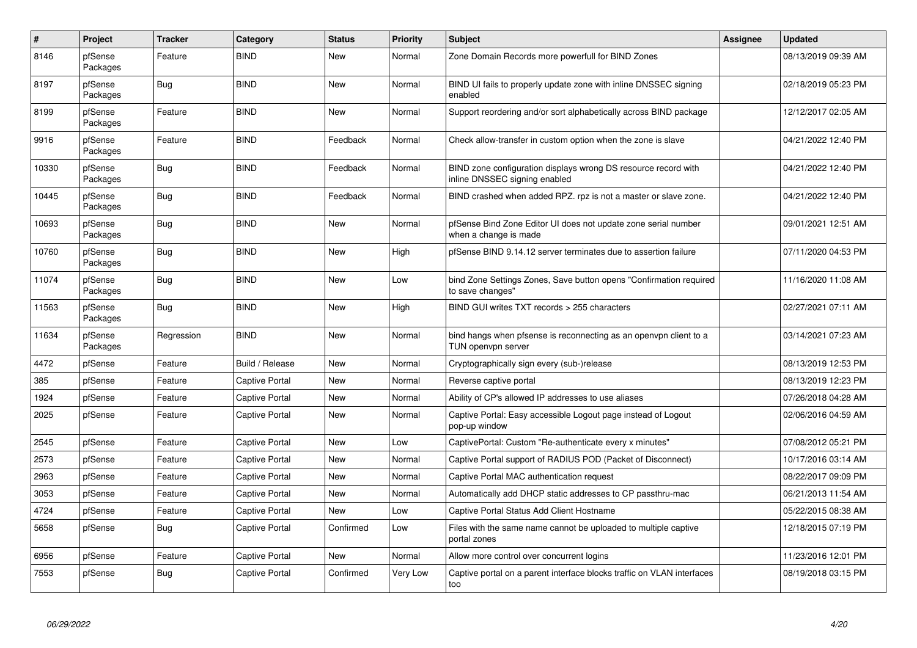| # | Project | Tracker | Category | Status | Priority | Subject | Assignee | Updated |
| --- | --- | --- | --- | --- | --- | --- | --- | --- |
| 8146 | pfSense Packages | Feature | BIND | New | Normal | Zone Domain Records more powerfull for BIND Zones | | 08/13/2019 09:39 AM |
| 8197 | pfSense Packages | Bug | BIND | New | Normal | BIND UI fails to properly update zone with inline DNSSEC signing enabled | | 02/18/2019 05:23 PM |
| 8199 | pfSense Packages | Feature | BIND | New | Normal | Support reordering and/or sort alphabetically across BIND package | | 12/12/2017 02:05 AM |
| 9916 | pfSense Packages | Feature | BIND | Feedback | Normal | Check allow-transfer in custom option when the zone is slave | | 04/21/2022 12:40 PM |
| 10330 | pfSense Packages | Bug | BIND | Feedback | Normal | BIND zone configuration displays wrong DS resource record with inline DNSSEC signing enabled | | 04/21/2022 12:40 PM |
| 10445 | pfSense Packages | Bug | BIND | Feedback | Normal | BIND crashed when added RPZ. rpz is not a master or slave zone. | | 04/21/2022 12:40 PM |
| 10693 | pfSense Packages | Bug | BIND | New | Normal | pfSense Bind Zone Editor UI does not update zone serial number when a change is made | | 09/01/2021 12:51 AM |
| 10760 | pfSense Packages | Bug | BIND | New | High | pfSense BIND 9.14.12 server terminates due to assertion failure | | 07/11/2020 04:53 PM |
| 11074 | pfSense Packages | Bug | BIND | New | Low | bind Zone Settings Zones, Save button opens "Confirmation required to save changes" | | 11/16/2020 11:08 AM |
| 11563 | pfSense Packages | Bug | BIND | New | High | BIND GUI writes TXT records > 255 characters | | 02/27/2021 07:11 AM |
| 11634 | pfSense Packages | Regression | BIND | New | Normal | bind hangs when pfsense is reconnecting as an openvpn client to a TUN openvpn server | | 03/14/2021 07:23 AM |
| 4472 | pfSense | Feature | Build / Release | New | Normal | Cryptographically sign every (sub-)release | | 08/13/2019 12:53 PM |
| 385 | pfSense | Feature | Captive Portal | New | Normal | Reverse captive portal | | 08/13/2019 12:23 PM |
| 1924 | pfSense | Feature | Captive Portal | New | Normal | Ability of CP's allowed IP addresses to use aliases | | 07/26/2018 04:28 AM |
| 2025 | pfSense | Feature | Captive Portal | New | Normal | Captive Portal: Easy accessible Logout page instead of Logout pop-up window | | 02/06/2016 04:59 AM |
| 2545 | pfSense | Feature | Captive Portal | New | Low | CaptivePortal: Custom "Re-authenticate every x minutes" | | 07/08/2012 05:21 PM |
| 2573 | pfSense | Feature | Captive Portal | New | Normal | Captive Portal support of RADIUS POD (Packet of Disconnect) | | 10/17/2016 03:14 AM |
| 2963 | pfSense | Feature | Captive Portal | New | Normal | Captive Portal MAC authentication request | | 08/22/2017 09:09 PM |
| 3053 | pfSense | Feature | Captive Portal | New | Normal | Automatically add DHCP static addresses to CP passthru-mac | | 06/21/2013 11:54 AM |
| 4724 | pfSense | Feature | Captive Portal | New | Low | Captive Portal Status Add Client Hostname | | 05/22/2015 08:38 AM |
| 5658 | pfSense | Bug | Captive Portal | Confirmed | Low | Files with the same name cannot be uploaded to multiple captive portal zones | | 12/18/2015 07:19 PM |
| 6956 | pfSense | Feature | Captive Portal | New | Normal | Allow more control over concurrent logins | | 11/23/2016 12:01 PM |
| 7553 | pfSense | Bug | Captive Portal | Confirmed | Very Low | Captive portal on a parent interface blocks traffic on VLAN interfaces too | | 08/19/2018 03:15 PM |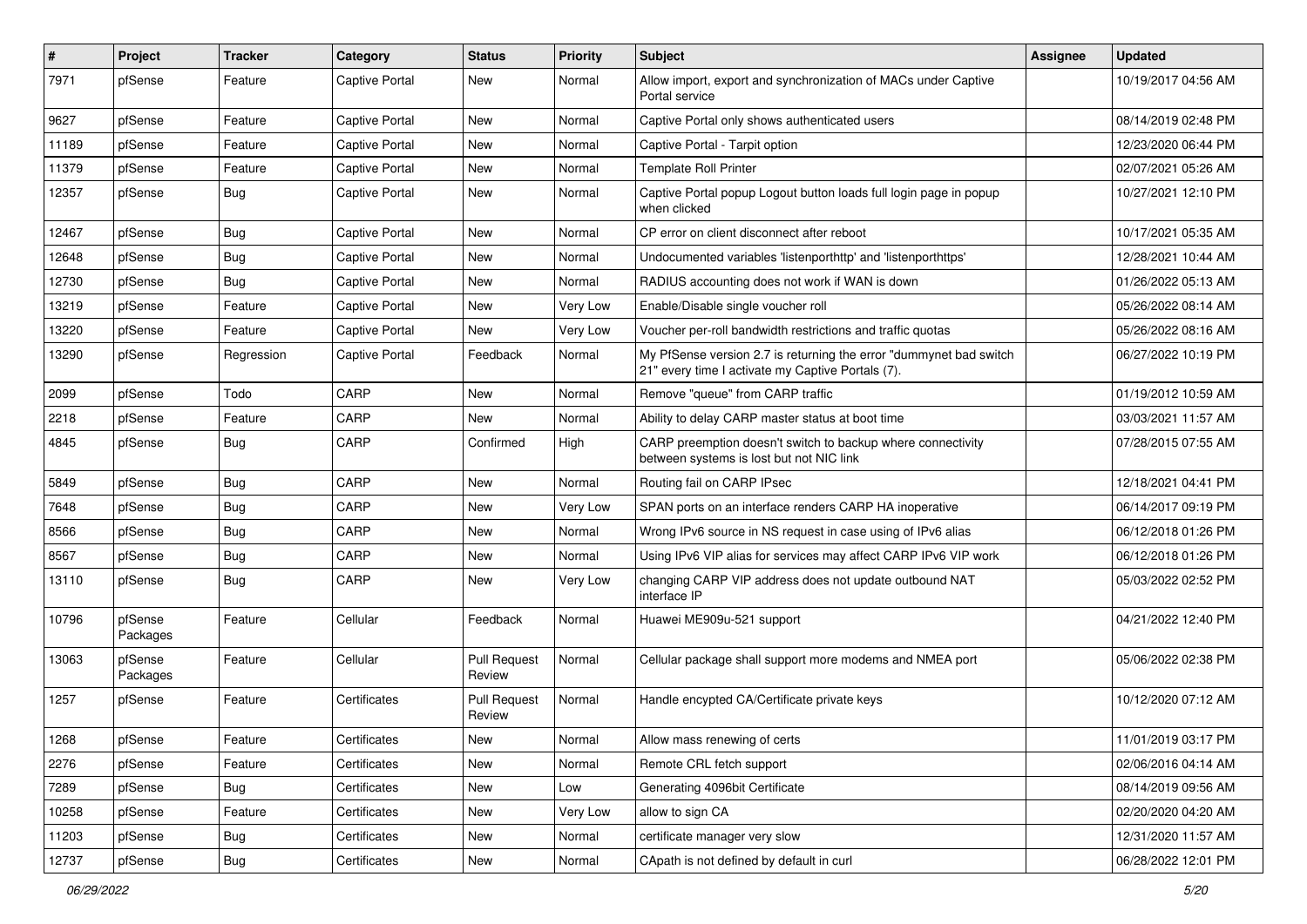| # | Project | Tracker | Category | Status | Priority | Subject | Assignee | Updated |
|---|---|---|---|---|---|---|---|---|
| 7971 | pfSense | Feature | Captive Portal | New | Normal | Allow import, export and synchronization of MACs under Captive Portal service | | 10/19/2017 04:56 AM |
| 9627 | pfSense | Feature | Captive Portal | New | Normal | Captive Portal only shows authenticated users | | 08/14/2019 02:48 PM |
| 11189 | pfSense | Feature | Captive Portal | New | Normal | Captive Portal - Tarpit option | | 12/23/2020 06:44 PM |
| 11379 | pfSense | Feature | Captive Portal | New | Normal | Template Roll Printer | | 02/07/2021 05:26 AM |
| 12357 | pfSense | Bug | Captive Portal | New | Normal | Captive Portal popup Logout button loads full login page in popup when clicked | | 10/27/2021 12:10 PM |
| 12467 | pfSense | Bug | Captive Portal | New | Normal | CP error on client disconnect after reboot | | 10/17/2021 05:35 AM |
| 12648 | pfSense | Bug | Captive Portal | New | Normal | Undocumented variables 'listenporthttp' and 'listenporthttps' | | 12/28/2021 10:44 AM |
| 12730 | pfSense | Bug | Captive Portal | New | Normal | RADIUS accounting does not work if WAN is down | | 01/26/2022 05:13 AM |
| 13219 | pfSense | Feature | Captive Portal | New | Very Low | Enable/Disable single voucher roll | | 05/26/2022 08:14 AM |
| 13220 | pfSense | Feature | Captive Portal | New | Very Low | Voucher per-roll bandwidth restrictions and traffic quotas | | 05/26/2022 08:16 AM |
| 13290 | pfSense | Regression | Captive Portal | Feedback | Normal | My PfSense version 2.7 is returning the error "dummynet bad switch 21" every time I activate my Captive Portals (7). | | 06/27/2022 10:19 PM |
| 2099 | pfSense | Todo | CARP | New | Normal | Remove "queue" from CARP traffic | | 01/19/2012 10:59 AM |
| 2218 | pfSense | Feature | CARP | New | Normal | Ability to delay CARP master status at boot time | | 03/03/2021 11:57 AM |
| 4845 | pfSense | Bug | CARP | Confirmed | High | CARP preemption doesn't switch to backup where connectivity between systems is lost but not NIC link | | 07/28/2015 07:55 AM |
| 5849 | pfSense | Bug | CARP | New | Normal | Routing fail on CARP IPsec | | 12/18/2021 04:41 PM |
| 7648 | pfSense | Bug | CARP | New | Very Low | SPAN ports on an interface renders CARP HA inoperative | | 06/14/2017 09:19 PM |
| 8566 | pfSense | Bug | CARP | New | Normal | Wrong IPv6 source in NS request in case using of IPv6 alias | | 06/12/2018 01:26 PM |
| 8567 | pfSense | Bug | CARP | New | Normal | Using IPv6 VIP alias for services may affect CARP IPv6 VIP work | | 06/12/2018 01:26 PM |
| 13110 | pfSense | Bug | CARP | New | Very Low | changing CARP VIP address does not update outbound NAT interface IP | | 05/03/2022 02:52 PM |
| 10796 | pfSense Packages | Feature | Cellular | Feedback | Normal | Huawei ME909u-521 support | | 04/21/2022 12:40 PM |
| 13063 | pfSense Packages | Feature | Cellular | Pull Request Review | Normal | Cellular package shall support more modems and NMEA port | | 05/06/2022 02:38 PM |
| 1257 | pfSense | Feature | Certificates | Pull Request Review | Normal | Handle encypted CA/Certificate private keys | | 10/12/2020 07:12 AM |
| 1268 | pfSense | Feature | Certificates | New | Normal | Allow mass renewing of certs | | 11/01/2019 03:17 PM |
| 2276 | pfSense | Feature | Certificates | New | Normal | Remote CRL fetch support | | 02/06/2016 04:14 AM |
| 7289 | pfSense | Bug | Certificates | New | Low | Generating 4096bit Certificate | | 08/14/2019 09:56 AM |
| 10258 | pfSense | Feature | Certificates | New | Very Low | allow to sign CA | | 02/20/2020 04:20 AM |
| 11203 | pfSense | Bug | Certificates | New | Normal | certificate manager very slow | | 12/31/2020 11:57 AM |
| 12737 | pfSense | Bug | Certificates | New | Normal | CApath is not defined by default in curl | | 06/28/2022 12:01 PM |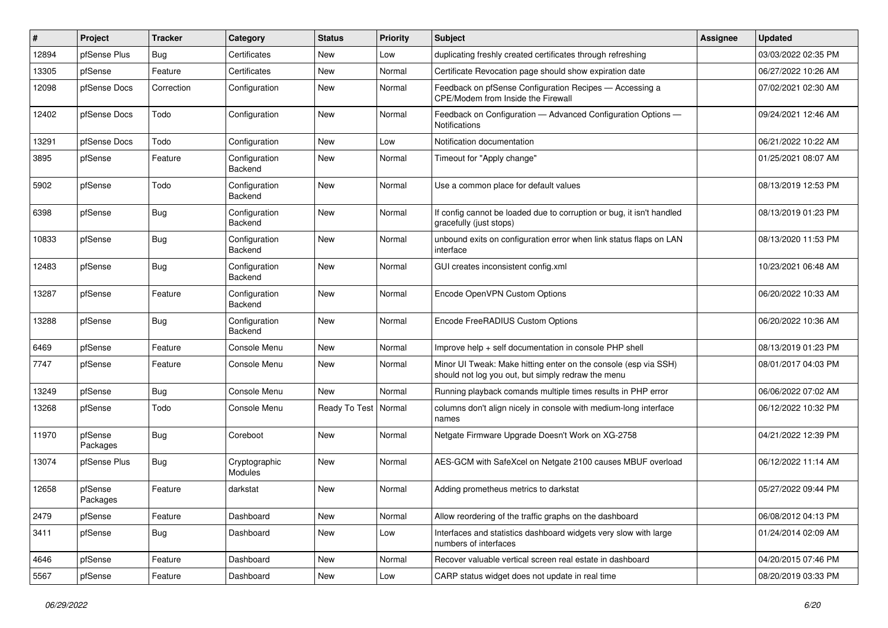| # | Project | Tracker | Category | Status | Priority | Subject | Assignee | Updated |
|---|---|---|---|---|---|---|---|---|
| 12894 | pfSense Plus | Bug | Certificates | New | Low | duplicating freshly created certificates through refreshing | | 03/03/2022 02:35 PM |
| 13305 | pfSense | Feature | Certificates | New | Normal | Certificate Revocation page should show expiration date | | 06/27/2022 10:26 AM |
| 12098 | pfSense Docs | Correction | Configuration | New | Normal | Feedback on pfSense Configuration Recipes — Accessing a CPE/Modem from Inside the Firewall | | 07/02/2021 02:30 AM |
| 12402 | pfSense Docs | Todo | Configuration | New | Normal | Feedback on Configuration — Advanced Configuration Options — Notifications | | 09/24/2021 12:46 AM |
| 13291 | pfSense Docs | Todo | Configuration | New | Low | Notification documentation | | 06/21/2022 10:22 AM |
| 3895 | pfSense | Feature | Configuration Backend | New | Normal | Timeout for "Apply change" | | 01/25/2021 08:07 AM |
| 5902 | pfSense | Todo | Configuration Backend | New | Normal | Use a common place for default values | | 08/13/2019 12:53 PM |
| 6398 | pfSense | Bug | Configuration Backend | New | Normal | If config cannot be loaded due to corruption or bug, it isn't handled gracefully (just stops) | | 08/13/2019 01:23 PM |
| 10833 | pfSense | Bug | Configuration Backend | New | Normal | unbound exits on configuration error when link status flaps on LAN interface | | 08/13/2020 11:53 PM |
| 12483 | pfSense | Bug | Configuration Backend | New | Normal | GUI creates inconsistent config.xml | | 10/23/2021 06:48 AM |
| 13287 | pfSense | Feature | Configuration Backend | New | Normal | Encode OpenVPN Custom Options | | 06/20/2022 10:33 AM |
| 13288 | pfSense | Bug | Configuration Backend | New | Normal | Encode FreeRADIUS Custom Options | | 06/20/2022 10:36 AM |
| 6469 | pfSense | Feature | Console Menu | New | Normal | Improve help + self documentation in console PHP shell | | 08/13/2019 01:23 PM |
| 7747 | pfSense | Feature | Console Menu | New | Normal | Minor UI Tweak: Make hitting enter on the console (esp via SSH) should not log you out, but simply redraw the menu | | 08/01/2017 04:03 PM |
| 13249 | pfSense | Bug | Console Menu | New | Normal | Running playback comands multiple times results in PHP error | | 06/06/2022 07:02 AM |
| 13268 | pfSense | Todo | Console Menu | Ready To Test | Normal | columns don't align nicely in console with medium-long interface names | | 06/12/2022 10:32 PM |
| 11970 | pfSense Packages | Bug | Coreboot | New | Normal | Netgate Firmware Upgrade Doesn't Work on XG-2758 | | 04/21/2022 12:39 PM |
| 13074 | pfSense Plus | Bug | Cryptographic Modules | New | Normal | AES-GCM with SafeXcel on Netgate 2100 causes MBUF overload | | 06/12/2022 11:14 AM |
| 12658 | pfSense Packages | Feature | darkstat | New | Normal | Adding prometheus metrics to darkstat | | 05/27/2022 09:44 PM |
| 2479 | pfSense | Feature | Dashboard | New | Normal | Allow reordering of the traffic graphs on the dashboard | | 06/08/2012 04:13 PM |
| 3411 | pfSense | Bug | Dashboard | New | Low | Interfaces and statistics dashboard widgets very slow with large numbers of interfaces | | 01/24/2014 02:09 AM |
| 4646 | pfSense | Feature | Dashboard | New | Normal | Recover valuable vertical screen real estate in dashboard | | 04/20/2015 07:46 PM |
| 5567 | pfSense | Feature | Dashboard | New | Low | CARP status widget does not update in real time | | 08/20/2019 03:33 PM |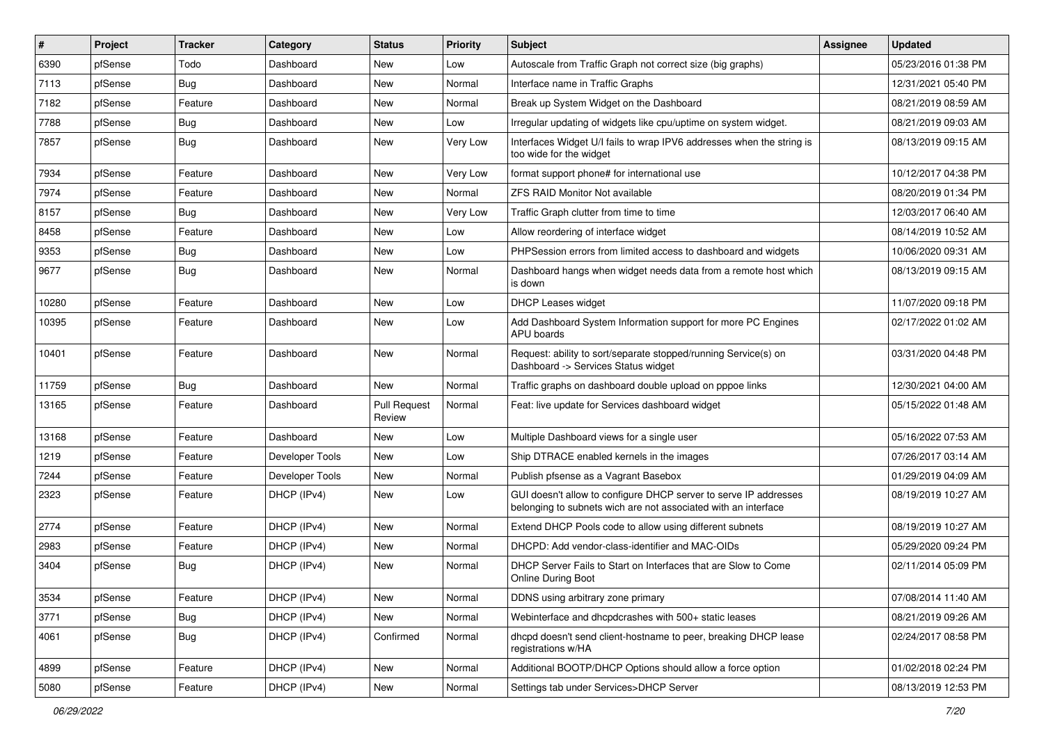| # | Project | Tracker | Category | Status | Priority | Subject | Assignee | Updated |
|---|---|---|---|---|---|---|---|---|
| 6390 | pfSense | Todo | Dashboard | New | Low | Autoscale from Traffic Graph not correct size (big graphs) | | 05/23/2016 01:38 PM |
| 7113 | pfSense | Bug | Dashboard | New | Normal | Interface name in Traffic Graphs | | 12/31/2021 05:40 PM |
| 7182 | pfSense | Feature | Dashboard | New | Normal | Break up System Widget on the Dashboard | | 08/21/2019 08:59 AM |
| 7788 | pfSense | Bug | Dashboard | New | Low | Irregular updating of widgets like cpu/uptime on system widget. | | 08/21/2019 09:03 AM |
| 7857 | pfSense | Bug | Dashboard | New | Very Low | Interfaces Widget U/I fails to wrap IPV6 addresses when the string is too wide for the widget | | 08/13/2019 09:15 AM |
| 7934 | pfSense | Feature | Dashboard | New | Very Low | format support phone# for international use | | 10/12/2017 04:38 PM |
| 7974 | pfSense | Feature | Dashboard | New | Normal | ZFS RAID Monitor Not available | | 08/20/2019 01:34 PM |
| 8157 | pfSense | Bug | Dashboard | New | Very Low | Traffic Graph clutter from time to time | | 12/03/2017 06:40 AM |
| 8458 | pfSense | Feature | Dashboard | New | Low | Allow reordering of interface widget | | 08/14/2019 10:52 AM |
| 9353 | pfSense | Bug | Dashboard | New | Low | PHPSession errors from limited access to dashboard and widgets | | 10/06/2020 09:31 AM |
| 9677 | pfSense | Bug | Dashboard | New | Normal | Dashboard hangs when widget needs data from a remote host which is down | | 08/13/2019 09:15 AM |
| 10280 | pfSense | Feature | Dashboard | New | Low | DHCP Leases widget | | 11/07/2020 09:18 PM |
| 10395 | pfSense | Feature | Dashboard | New | Low | Add Dashboard System Information support for more PC Engines APU boards | | 02/17/2022 01:02 AM |
| 10401 | pfSense | Feature | Dashboard | New | Normal | Request: ability to sort/separate stopped/running Service(s) on Dashboard -> Services Status widget | | 03/31/2020 04:48 PM |
| 11759 | pfSense | Bug | Dashboard | New | Normal | Traffic graphs on dashboard double upload on pppoe links | | 12/30/2021 04:00 AM |
| 13165 | pfSense | Feature | Dashboard | Pull Request Review | Normal | Feat: live update for Services dashboard widget | | 05/15/2022 01:48 AM |
| 13168 | pfSense | Feature | Dashboard | New | Low | Multiple Dashboard views for a single user | | 05/16/2022 07:53 AM |
| 1219 | pfSense | Feature | Developer Tools | New | Low | Ship DTRACE enabled kernels in the images | | 07/26/2017 03:14 AM |
| 7244 | pfSense | Feature | Developer Tools | New | Normal | Publish pfsense as a Vagrant Basebox | | 01/29/2019 04:09 AM |
| 2323 | pfSense | Feature | DHCP (IPv4) | New | Low | GUI doesn't allow to configure DHCP server to serve IP addresses belonging to subnets wich are not associated with an interface | | 08/19/2019 10:27 AM |
| 2774 | pfSense | Feature | DHCP (IPv4) | New | Normal | Extend DHCP Pools code to allow using different subnets | | 08/19/2019 10:27 AM |
| 2983 | pfSense | Feature | DHCP (IPv4) | New | Normal | DHCPD: Add vendor-class-identifier and MAC-OIDs | | 05/29/2020 09:24 PM |
| 3404 | pfSense | Bug | DHCP (IPv4) | New | Normal | DHCP Server Fails to Start on Interfaces that are Slow to Come Online During Boot | | 02/11/2014 05:09 PM |
| 3534 | pfSense | Feature | DHCP (IPv4) | New | Normal | DDNS using arbitrary zone primary | | 07/08/2014 11:40 AM |
| 3771 | pfSense | Bug | DHCP (IPv4) | New | Normal | Webinterface and dhcpdcrashes with 500+ static leases | | 08/21/2019 09:26 AM |
| 4061 | pfSense | Bug | DHCP (IPv4) | Confirmed | Normal | dhcpd doesn't send client-hostname to peer, breaking DHCP lease registrations w/HA | | 02/24/2017 08:58 PM |
| 4899 | pfSense | Feature | DHCP (IPv4) | New | Normal | Additional BOOTP/DHCP Options should allow a force option | | 01/02/2018 02:24 PM |
| 5080 | pfSense | Feature | DHCP (IPv4) | New | Normal | Settings tab under Services>DHCP Server | | 08/13/2019 12:53 PM |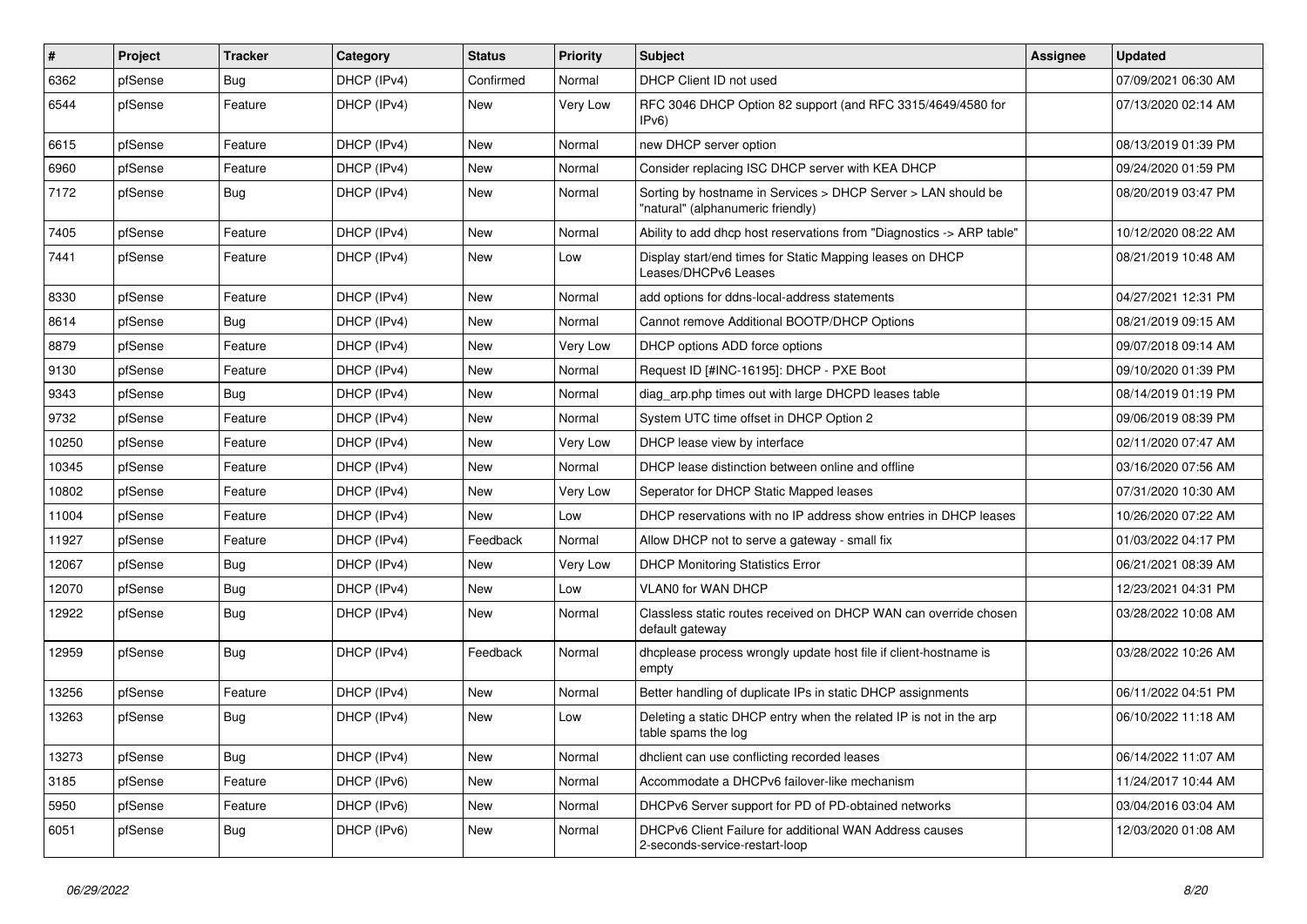| # | Project | Tracker | Category | Status | Priority | Subject | Assignee | Updated |
|---|---|---|---|---|---|---|---|---|
| 6362 | pfSense | Bug | DHCP (IPv4) | Confirmed | Normal | DHCP Client ID not used | | 07/09/2021 06:30 AM |
| 6544 | pfSense | Feature | DHCP (IPv4) | New | Very Low | RFC 3046 DHCP Option 82 support (and RFC 3315/4649/4580 for IPv6) | | 07/13/2020 02:14 AM |
| 6615 | pfSense | Feature | DHCP (IPv4) | New | Normal | new DHCP server option | | 08/13/2019 01:39 PM |
| 6960 | pfSense | Feature | DHCP (IPv4) | New | Normal | Consider replacing ISC DHCP server with KEA DHCP | | 09/24/2020 01:59 PM |
| 7172 | pfSense | Bug | DHCP (IPv4) | New | Normal | Sorting by hostname in Services > DHCP Server > LAN should be "natural" (alphanumeric friendly) | | 08/20/2019 03:47 PM |
| 7405 | pfSense | Feature | DHCP (IPv4) | New | Normal | Ability to add dhcp host reservations from "Diagnostics -> ARP table" | | 10/12/2020 08:22 AM |
| 7441 | pfSense | Feature | DHCP (IPv4) | New | Low | Display start/end times for Static Mapping leases on DHCP Leases/DHCPv6 Leases | | 08/21/2019 10:48 AM |
| 8330 | pfSense | Feature | DHCP (IPv4) | New | Normal | add options for ddns-local-address statements | | 04/27/2021 12:31 PM |
| 8614 | pfSense | Bug | DHCP (IPv4) | New | Normal | Cannot remove Additional BOOTP/DHCP Options | | 08/21/2019 09:15 AM |
| 8879 | pfSense | Feature | DHCP (IPv4) | New | Very Low | DHCP options ADD force options | | 09/07/2018 09:14 AM |
| 9130 | pfSense | Feature | DHCP (IPv4) | New | Normal | Request ID [#INC-16195]: DHCP - PXE Boot | | 09/10/2020 01:39 PM |
| 9343 | pfSense | Bug | DHCP (IPv4) | New | Normal | diag_arp.php times out with large DHCPD leases table | | 08/14/2019 01:19 PM |
| 9732 | pfSense | Feature | DHCP (IPv4) | New | Normal | System UTC time offset in DHCP Option 2 | | 09/06/2019 08:39 PM |
| 10250 | pfSense | Feature | DHCP (IPv4) | New | Very Low | DHCP lease view by interface | | 02/11/2020 07:47 AM |
| 10345 | pfSense | Feature | DHCP (IPv4) | New | Normal | DHCP lease distinction between online and offline | | 03/16/2020 07:56 AM |
| 10802 | pfSense | Feature | DHCP (IPv4) | New | Very Low | Seperator for DHCP Static Mapped leases | | 07/31/2020 10:30 AM |
| 11004 | pfSense | Feature | DHCP (IPv4) | New | Low | DHCP reservations with no IP address show entries in DHCP leases | | 10/26/2020 07:22 AM |
| 11927 | pfSense | Feature | DHCP (IPv4) | Feedback | Normal | Allow DHCP not to serve a gateway - small fix | | 01/03/2022 04:17 PM |
| 12067 | pfSense | Bug | DHCP (IPv4) | New | Very Low | DHCP Monitoring Statistics Error | | 06/21/2021 08:39 AM |
| 12070 | pfSense | Bug | DHCP (IPv4) | New | Low | VLAN0 for WAN DHCP | | 12/23/2021 04:31 PM |
| 12922 | pfSense | Bug | DHCP (IPv4) | New | Normal | Classless static routes received on DHCP WAN can override chosen default gateway | | 03/28/2022 10:08 AM |
| 12959 | pfSense | Bug | DHCP (IPv4) | Feedback | Normal | dhcplease process wrongly update host file if client-hostname is empty | | 03/28/2022 10:26 AM |
| 13256 | pfSense | Feature | DHCP (IPv4) | New | Normal | Better handling of duplicate IPs in static DHCP assignments | | 06/11/2022 04:51 PM |
| 13263 | pfSense | Bug | DHCP (IPv4) | New | Low | Deleting a static DHCP entry when the related IP is not in the arp table spams the log | | 06/10/2022 11:18 AM |
| 13273 | pfSense | Bug | DHCP (IPv4) | New | Normal | dhclient can use conflicting recorded leases | | 06/14/2022 11:07 AM |
| 3185 | pfSense | Feature | DHCP (IPv6) | New | Normal | Accommodate a DHCPv6 failover-like mechanism | | 11/24/2017 10:44 AM |
| 5950 | pfSense | Feature | DHCP (IPv6) | New | Normal | DHCPv6 Server support for PD of PD-obtained networks | | 03/04/2016 03:04 AM |
| 6051 | pfSense | Bug | DHCP (IPv6) | New | Normal | DHCPv6 Client Failure for additional WAN Address causes 2-seconds-service-restart-loop | | 12/03/2020 01:08 AM |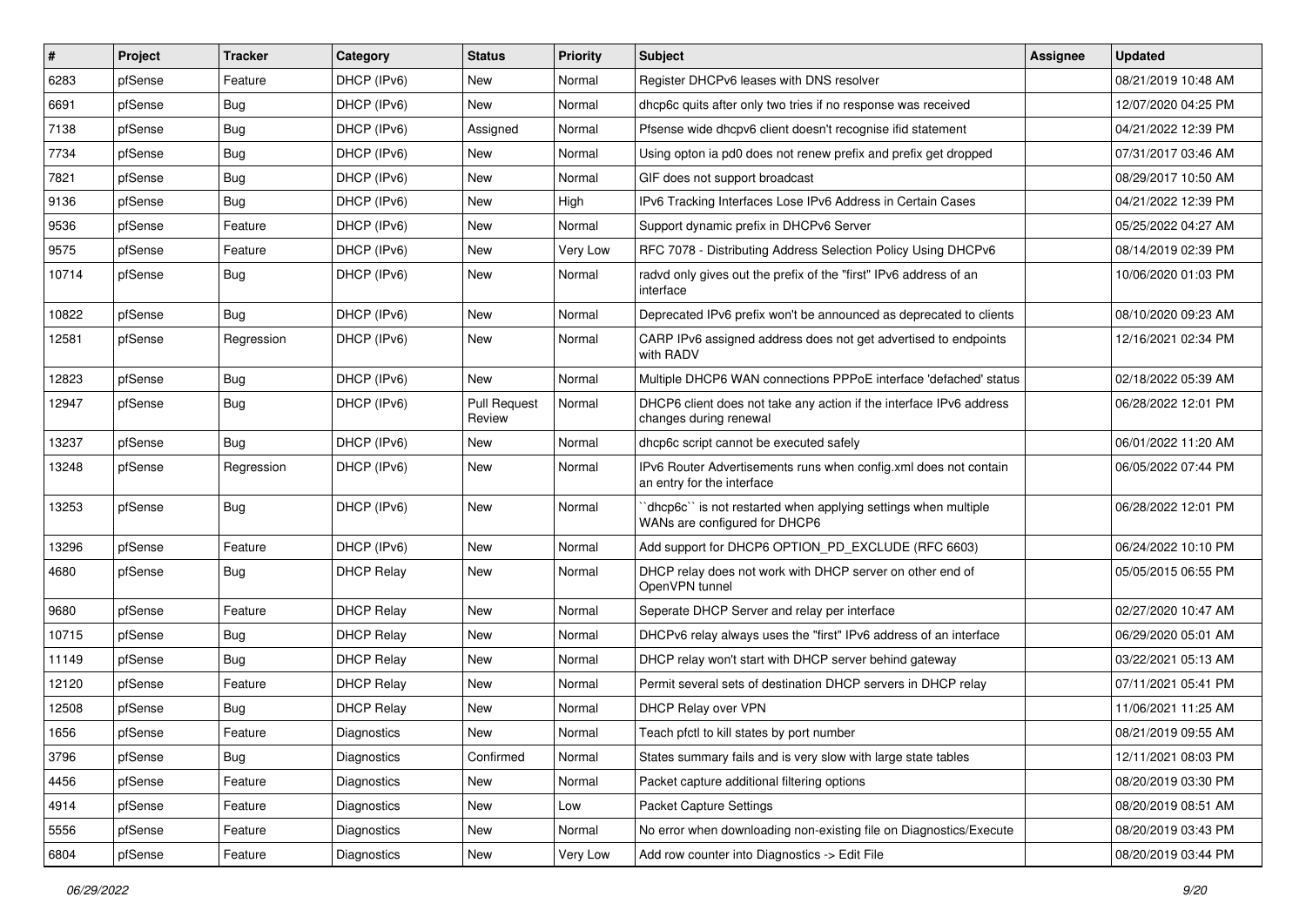| # | Project | Tracker | Category | Status | Priority | Subject | Assignee | Updated |
|---|---|---|---|---|---|---|---|---|
| 6283 | pfSense | Feature | DHCP (IPv6) | New | Normal | Register DHCPv6 leases with DNS resolver | | 08/21/2019 10:48 AM |
| 6691 | pfSense | Bug | DHCP (IPv6) | New | Normal | dhcp6c quits after only two tries if no response was received | | 12/07/2020 04:25 PM |
| 7138 | pfSense | Bug | DHCP (IPv6) | Assigned | Normal | Pfsense wide dhcpv6 client doesn't recognise ifid statement | | 04/21/2022 12:39 PM |
| 7734 | pfSense | Bug | DHCP (IPv6) | New | Normal | Using opton ia pd0 does not renew prefix and prefix get dropped | | 07/31/2017 03:46 AM |
| 7821 | pfSense | Bug | DHCP (IPv6) | New | Normal | GIF does not support broadcast | | 08/29/2017 10:50 AM |
| 9136 | pfSense | Bug | DHCP (IPv6) | New | High | IPv6 Tracking Interfaces Lose IPv6 Address in Certain Cases | | 04/21/2022 12:39 PM |
| 9536 | pfSense | Feature | DHCP (IPv6) | New | Normal | Support dynamic prefix in DHCPv6 Server | | 05/25/2022 04:27 AM |
| 9575 | pfSense | Feature | DHCP (IPv6) | New | Very Low | RFC 7078 - Distributing Address Selection Policy Using DHCPv6 | | 08/14/2019 02:39 PM |
| 10714 | pfSense | Bug | DHCP (IPv6) | New | Normal | radvd only gives out the prefix of the "first" IPv6 address of an interface | | 10/06/2020 01:03 PM |
| 10822 | pfSense | Bug | DHCP (IPv6) | New | Normal | Deprecated IPv6 prefix won't be announced as deprecated to clients | | 08/10/2020 09:23 AM |
| 12581 | pfSense | Regression | DHCP (IPv6) | New | Normal | CARP IPv6 assigned address does not get advertised to endpoints with RADV | | 12/16/2021 02:34 PM |
| 12823 | pfSense | Bug | DHCP (IPv6) | New | Normal | Multiple DHCP6 WAN connections PPPoE interface 'defached' status | | 02/18/2022 05:39 AM |
| 12947 | pfSense | Bug | DHCP (IPv6) | Pull Request Review | Normal | DHCP6 client does not take any action if the interface IPv6 address changes during renewal | | 06/28/2022 12:01 PM |
| 13237 | pfSense | Bug | DHCP (IPv6) | New | Normal | dhcp6c script cannot be executed safely | | 06/01/2022 11:20 AM |
| 13248 | pfSense | Regression | DHCP (IPv6) | New | Normal | IPv6 Router Advertisements runs when config.xml does not contain an entry for the interface | | 06/05/2022 07:44 PM |
| 13253 | pfSense | Bug | DHCP (IPv6) | New | Normal | ``dhcp6c`` is not restarted when applying settings when multiple WANs are configured for DHCP6 | | 06/28/2022 12:01 PM |
| 13296 | pfSense | Feature | DHCP (IPv6) | New | Normal | Add support for DHCP6 OPTION_PD_EXCLUDE (RFC 6603) | | 06/24/2022 10:10 PM |
| 4680 | pfSense | Bug | DHCP Relay | New | Normal | DHCP relay does not work with DHCP server on other end of OpenVPN tunnel | | 05/05/2015 06:55 PM |
| 9680 | pfSense | Feature | DHCP Relay | New | Normal | Seperate DHCP Server and relay per interface | | 02/27/2020 10:47 AM |
| 10715 | pfSense | Bug | DHCP Relay | New | Normal | DHCPv6 relay always uses the "first" IPv6 address of an interface | | 06/29/2020 05:01 AM |
| 11149 | pfSense | Bug | DHCP Relay | New | Normal | DHCP relay won't start with DHCP server behind gateway | | 03/22/2021 05:13 AM |
| 12120 | pfSense | Feature | DHCP Relay | New | Normal | Permit several sets of destination DHCP servers in DHCP relay | | 07/11/2021 05:41 PM |
| 12508 | pfSense | Bug | DHCP Relay | New | Normal | DHCP Relay over VPN | | 11/06/2021 11:25 AM |
| 1656 | pfSense | Feature | Diagnostics | New | Normal | Teach pfctl to kill states by port number | | 08/21/2019 09:55 AM |
| 3796 | pfSense | Bug | Diagnostics | Confirmed | Normal | States summary fails and is very slow with large state tables | | 12/11/2021 08:03 PM |
| 4456 | pfSense | Feature | Diagnostics | New | Normal | Packet capture additional filtering options | | 08/20/2019 03:30 PM |
| 4914 | pfSense | Feature | Diagnostics | New | Low | Packet Capture Settings | | 08/20/2019 08:51 AM |
| 5556 | pfSense | Feature | Diagnostics | New | Normal | No error when downloading non-existing file on Diagnostics/Execute | | 08/20/2019 03:43 PM |
| 6804 | pfSense | Feature | Diagnostics | New | Very Low | Add row counter into Diagnostics -> Edit File | | 08/20/2019 03:44 PM |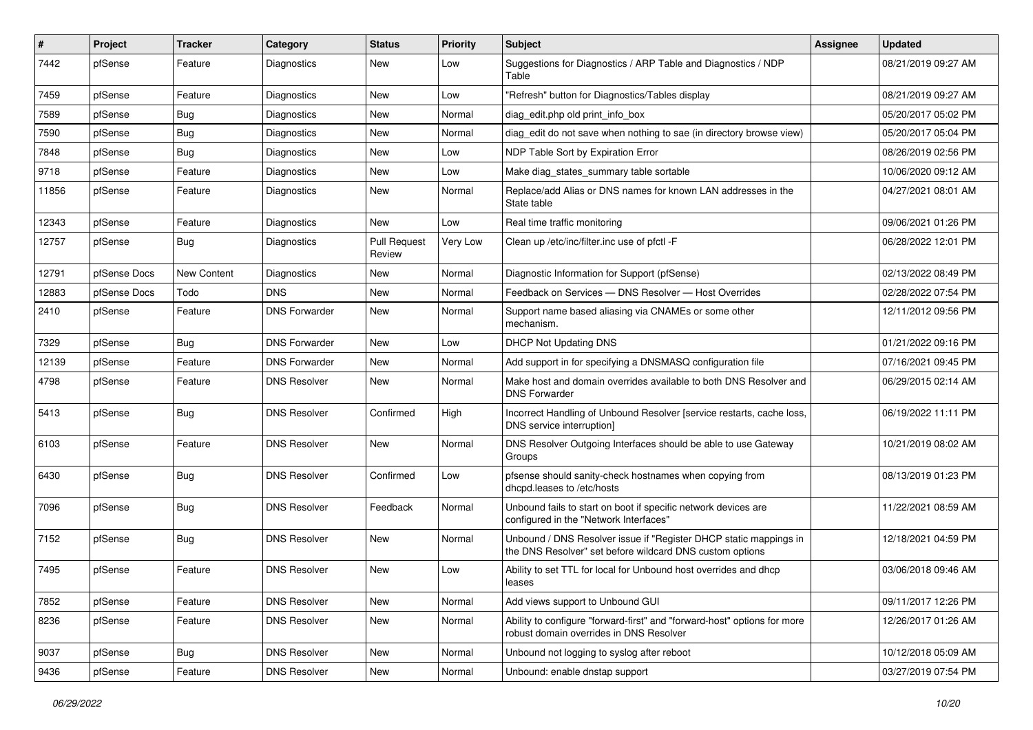| # | Project | Tracker | Category | Status | Priority | Subject | Assignee | Updated |
|---|---|---|---|---|---|---|---|---|
| 7442 | pfSense | Feature | Diagnostics | New | Low | Suggestions for Diagnostics / ARP Table and Diagnostics / NDP Table | | 08/21/2019 09:27 AM |
| 7459 | pfSense | Feature | Diagnostics | New | Low | "Refresh" button for Diagnostics/Tables display | | 08/21/2019 09:27 AM |
| 7589 | pfSense | Bug | Diagnostics | New | Normal | diag_edit.php old print_info_box | | 05/20/2017 05:02 PM |
| 7590 | pfSense | Bug | Diagnostics | New | Normal | diag_edit do not save when nothing to sae (in directory browse view) | | 05/20/2017 05:04 PM |
| 7848 | pfSense | Bug | Diagnostics | New | Low | NDP Table Sort by Expiration Error | | 08/26/2019 02:56 PM |
| 9718 | pfSense | Feature | Diagnostics | New | Low | Make diag_states_summary table sortable | | 10/06/2020 09:12 AM |
| 11856 | pfSense | Feature | Diagnostics | New | Normal | Replace/add Alias or DNS names for known LAN addresses in the State table | | 04/27/2021 08:01 AM |
| 12343 | pfSense | Feature | Diagnostics | New | Low | Real time traffic monitoring | | 09/06/2021 01:26 PM |
| 12757 | pfSense | Bug | Diagnostics | Pull Request Review | Very Low | Clean up /etc/inc/filter.inc use of pfctl -F | | 06/28/2022 12:01 PM |
| 12791 | pfSense Docs | New Content | Diagnostics | New | Normal | Diagnostic Information for Support (pfSense) | | 02/13/2022 08:49 PM |
| 12883 | pfSense Docs | Todo | DNS | New | Normal | Feedback on Services — DNS Resolver — Host Overrides | | 02/28/2022 07:54 PM |
| 2410 | pfSense | Feature | DNS Forwarder | New | Normal | Support name based aliasing via CNAMEs or some other mechanism. | | 12/11/2012 09:56 PM |
| 7329 | pfSense | Bug | DNS Forwarder | New | Low | DHCP Not Updating DNS | | 01/21/2022 09:16 PM |
| 12139 | pfSense | Feature | DNS Forwarder | New | Normal | Add support in for specifying a DNSMASQ configuration file | | 07/16/2021 09:45 PM |
| 4798 | pfSense | Feature | DNS Resolver | New | Normal | Make host and domain overrides available to both DNS Resolver and DNS Forwarder | | 06/29/2015 02:14 AM |
| 5413 | pfSense | Bug | DNS Resolver | Confirmed | High | Incorrect Handling of Unbound Resolver [service restarts, cache loss, DNS service interruption] | | 06/19/2022 11:11 PM |
| 6103 | pfSense | Feature | DNS Resolver | New | Normal | DNS Resolver Outgoing Interfaces should be able to use Gateway Groups | | 10/21/2019 08:02 AM |
| 6430 | pfSense | Bug | DNS Resolver | Confirmed | Low | pfsense should sanity-check hostnames when copying from dhcpd.leases to /etc/hosts | | 08/13/2019 01:23 PM |
| 7096 | pfSense | Bug | DNS Resolver | Feedback | Normal | Unbound fails to start on boot if specific network devices are configured in the "Network Interfaces" | | 11/22/2021 08:59 AM |
| 7152 | pfSense | Bug | DNS Resolver | New | Normal | Unbound / DNS Resolver issue if "Register DHCP static mappings in the DNS Resolver" set before wildcard DNS custom options | | 12/18/2021 04:59 PM |
| 7495 | pfSense | Feature | DNS Resolver | New | Low | Ability to set TTL for local for Unbound host overrides and dhcp leases | | 03/06/2018 09:46 AM |
| 7852 | pfSense | Feature | DNS Resolver | New | Normal | Add views support to Unbound GUI | | 09/11/2017 12:26 PM |
| 8236 | pfSense | Feature | DNS Resolver | New | Normal | Ability to configure "forward-first" and "forward-host" options for more robust domain overrides in DNS Resolver | | 12/26/2017 01:26 AM |
| 9037 | pfSense | Bug | DNS Resolver | New | Normal | Unbound not logging to syslog after reboot | | 10/12/2018 05:09 AM |
| 9436 | pfSense | Feature | DNS Resolver | New | Normal | Unbound: enable dnstap support | | 03/27/2019 07:54 PM |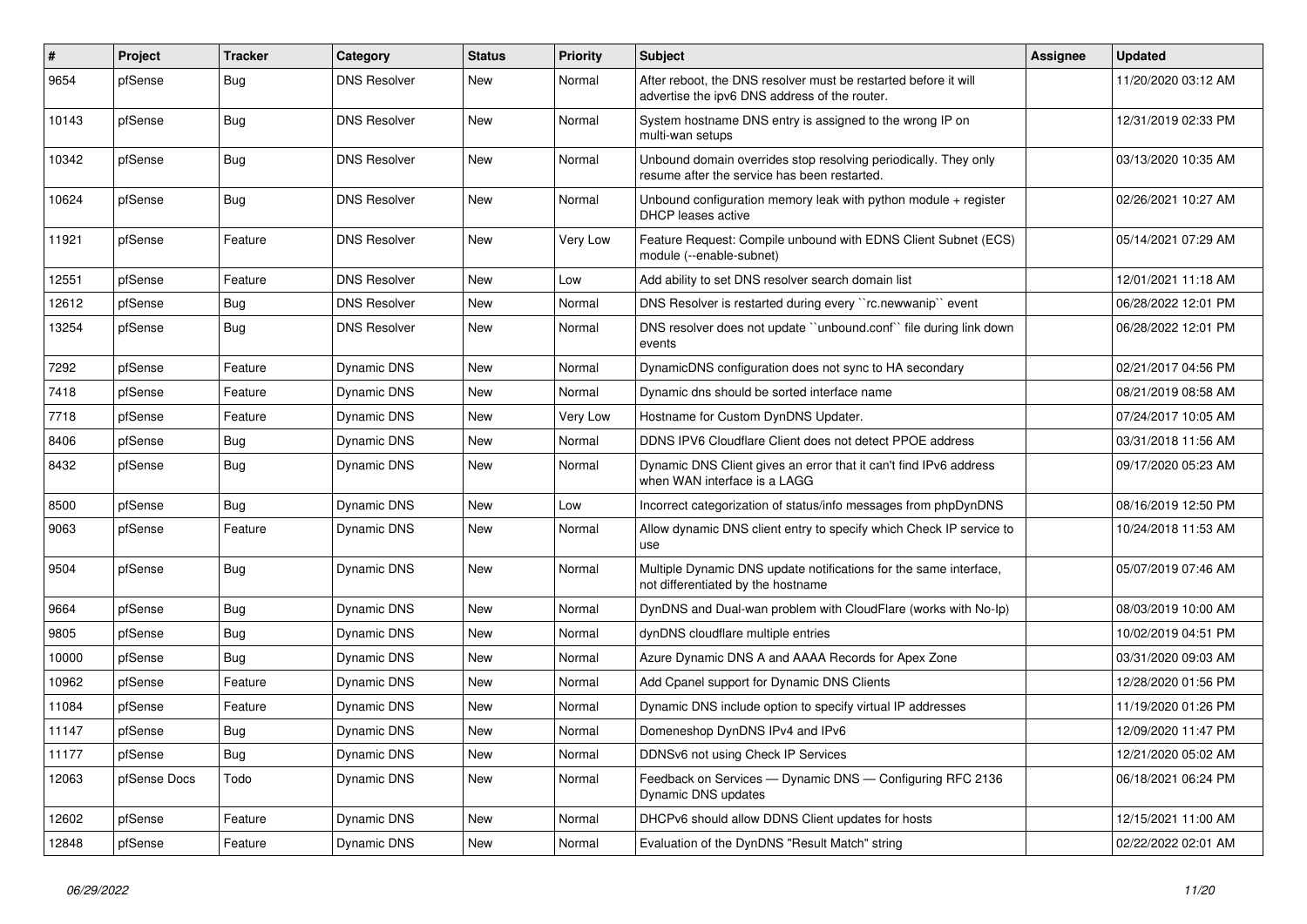| # | Project | Tracker | Category | Status | Priority | Subject | Assignee | Updated |
|---|---|---|---|---|---|---|---|---|
| 9654 | pfSense | Bug | DNS Resolver | New | Normal | After reboot, the DNS resolver must be restarted before it will advertise the ipv6 DNS address of the router. | | 11/20/2020 03:12 AM |
| 10143 | pfSense | Bug | DNS Resolver | New | Normal | System hostname DNS entry is assigned to the wrong IP on multi-wan setups | | 12/31/2019 02:33 PM |
| 10342 | pfSense | Bug | DNS Resolver | New | Normal | Unbound domain overrides stop resolving periodically. They only resume after the service has been restarted. | | 03/13/2020 10:35 AM |
| 10624 | pfSense | Bug | DNS Resolver | New | Normal | Unbound configuration memory leak with python module + register DHCP leases active | | 02/26/2021 10:27 AM |
| 11921 | pfSense | Feature | DNS Resolver | New | Very Low | Feature Request: Compile unbound with EDNS Client Subnet (ECS) module (--enable-subnet) | | 05/14/2021 07:29 AM |
| 12551 | pfSense | Feature | DNS Resolver | New | Low | Add ability to set DNS resolver search domain list | | 12/01/2021 11:18 AM |
| 12612 | pfSense | Bug | DNS Resolver | New | Normal | DNS Resolver is restarted during every ``rc.newwanip`` event | | 06/28/2022 12:01 PM |
| 13254 | pfSense | Bug | DNS Resolver | New | Normal | DNS resolver does not update ``unbound.conf`` file during link down events | | 06/28/2022 12:01 PM |
| 7292 | pfSense | Feature | Dynamic DNS | New | Normal | DynamicDNS configuration does not sync to HA secondary | | 02/21/2017 04:56 PM |
| 7418 | pfSense | Feature | Dynamic DNS | New | Normal | Dynamic dns should be sorted interface name | | 08/21/2019 08:58 AM |
| 7718 | pfSense | Feature | Dynamic DNS | New | Very Low | Hostname for Custom DynDNS Updater. | | 07/24/2017 10:05 AM |
| 8406 | pfSense | Bug | Dynamic DNS | New | Normal | DDNS IPV6 Cloudflare Client does not detect PPOE address | | 03/31/2018 11:56 AM |
| 8432 | pfSense | Bug | Dynamic DNS | New | Normal | Dynamic DNS Client gives an error that it can't find IPv6 address when WAN interface is a LAGG | | 09/17/2020 05:23 AM |
| 8500 | pfSense | Bug | Dynamic DNS | New | Low | Incorrect categorization of status/info messages from phpDynDNS | | 08/16/2019 12:50 PM |
| 9063 | pfSense | Feature | Dynamic DNS | New | Normal | Allow dynamic DNS client entry to specify which Check IP service to use | | 10/24/2018 11:53 AM |
| 9504 | pfSense | Bug | Dynamic DNS | New | Normal | Multiple Dynamic DNS update notifications for the same interface, not differentiated by the hostname | | 05/07/2019 07:46 AM |
| 9664 | pfSense | Bug | Dynamic DNS | New | Normal | DynDNS and Dual-wan problem with CloudFlare (works with No-Ip) | | 08/03/2019 10:00 AM |
| 9805 | pfSense | Bug | Dynamic DNS | New | Normal | dynDNS cloudflare multiple entries | | 10/02/2019 04:51 PM |
| 10000 | pfSense | Bug | Dynamic DNS | New | Normal | Azure Dynamic DNS A and AAAA Records for Apex Zone | | 03/31/2020 09:03 AM |
| 10962 | pfSense | Feature | Dynamic DNS | New | Normal | Add Cpanel support for Dynamic DNS Clients | | 12/28/2020 01:56 PM |
| 11084 | pfSense | Feature | Dynamic DNS | New | Normal | Dynamic DNS include option to specify virtual IP addresses | | 11/19/2020 01:26 PM |
| 11147 | pfSense | Bug | Dynamic DNS | New | Normal | Domeneshop DynDNS IPv4 and IPv6 | | 12/09/2020 11:47 PM |
| 11177 | pfSense | Bug | Dynamic DNS | New | Normal | DDNSv6 not using Check IP Services | | 12/21/2020 05:02 AM |
| 12063 | pfSense Docs | Todo | Dynamic DNS | New | Normal | Feedback on Services — Dynamic DNS — Configuring RFC 2136 Dynamic DNS updates | | 06/18/2021 06:24 PM |
| 12602 | pfSense | Feature | Dynamic DNS | New | Normal | DHCPv6 should allow DDNS Client updates for hosts | | 12/15/2021 11:00 AM |
| 12848 | pfSense | Feature | Dynamic DNS | New | Normal | Evaluation of the DynDNS "Result Match" string | | 02/22/2022 02:01 AM |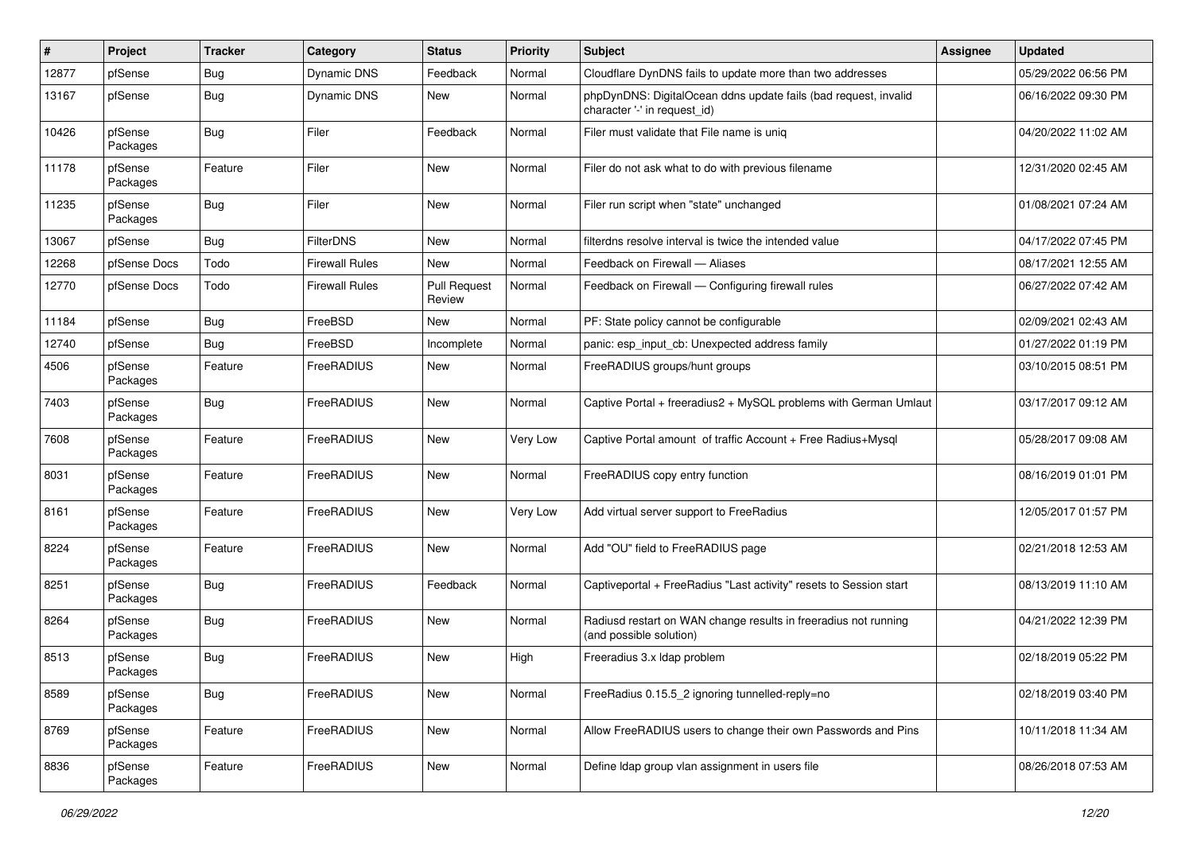| # | Project | Tracker | Category | Status | Priority | Subject | Assignee | Updated |
|---|---|---|---|---|---|---|---|---|
| 12877 | pfSense | Bug | Dynamic DNS | Feedback | Normal | Cloudflare DynDNS fails to update more than two addresses | | 05/29/2022 06:56 PM |
| 13167 | pfSense | Bug | Dynamic DNS | New | Normal | phpDynDNS: DigitalOcean ddns update fails (bad request, invalid character '-' in request_id) | | 06/16/2022 09:30 PM |
| 10426 | pfSense Packages | Bug | Filer | Feedback | Normal | Filer must validate that File name is uniq | | 04/20/2022 11:02 AM |
| 11178 | pfSense Packages | Feature | Filer | New | Normal | Filer do not ask what to do with previous filename | | 12/31/2020 02:45 AM |
| 11235 | pfSense Packages | Bug | Filer | New | Normal | Filer run script when "state" unchanged | | 01/08/2021 07:24 AM |
| 13067 | pfSense | Bug | FilterDNS | New | Normal | filterdns resolve interval is twice the intended value | | 04/17/2022 07:45 PM |
| 12268 | pfSense Docs | Todo | Firewall Rules | New | Normal | Feedback on Firewall — Aliases | | 08/17/2021 12:55 AM |
| 12770 | pfSense Docs | Todo | Firewall Rules | Pull Request Review | Normal | Feedback on Firewall — Configuring firewall rules | | 06/27/2022 07:42 AM |
| 11184 | pfSense | Bug | FreeBSD | New | Normal | PF: State policy cannot be configurable | | 02/09/2021 02:43 AM |
| 12740 | pfSense | Bug | FreeBSD | Incomplete | Normal | panic: esp_input_cb: Unexpected address family | | 01/27/2022 01:19 PM |
| 4506 | pfSense Packages | Feature | FreeRADIUS | New | Normal | FreeRADIUS groups/hunt groups | | 03/10/2015 08:51 PM |
| 7403 | pfSense Packages | Bug | FreeRADIUS | New | Normal | Captive Portal + freeradius2 + MySQL problems with German Umlaut | | 03/17/2017 09:12 AM |
| 7608 | pfSense Packages | Feature | FreeRADIUS | New | Very Low | Captive Portal amount of traffic Account + Free Radius+Mysql | | 05/28/2017 09:08 AM |
| 8031 | pfSense Packages | Feature | FreeRADIUS | New | Normal | FreeRADIUS copy entry function | | 08/16/2019 01:01 PM |
| 8161 | pfSense Packages | Feature | FreeRADIUS | New | Very Low | Add virtual server support to FreeRadius | | 12/05/2017 01:57 PM |
| 8224 | pfSense Packages | Feature | FreeRADIUS | New | Normal | Add "OU" field to FreeRADIUS page | | 02/21/2018 12:53 AM |
| 8251 | pfSense Packages | Bug | FreeRADIUS | Feedback | Normal | Captiveportal + FreeRadius "Last activity" resets to Session start | | 08/13/2019 11:10 AM |
| 8264 | pfSense Packages | Bug | FreeRADIUS | New | Normal | Radiusd restart on WAN change results in freeradius not running (and possible solution) | | 04/21/2022 12:39 PM |
| 8513 | pfSense Packages | Bug | FreeRADIUS | New | High | Freeradius 3.x ldap problem | | 02/18/2019 05:22 PM |
| 8589 | pfSense Packages | Bug | FreeRADIUS | New | Normal | FreeRadius 0.15.5_2 ignoring tunnelled-reply=no | | 02/18/2019 03:40 PM |
| 8769 | pfSense Packages | Feature | FreeRADIUS | New | Normal | Allow FreeRADIUS users to change their own Passwords and Pins | | 10/11/2018 11:34 AM |
| 8836 | pfSense Packages | Feature | FreeRADIUS | New | Normal | Define ldap group vlan assignment in users file | | 08/26/2018 07:53 AM |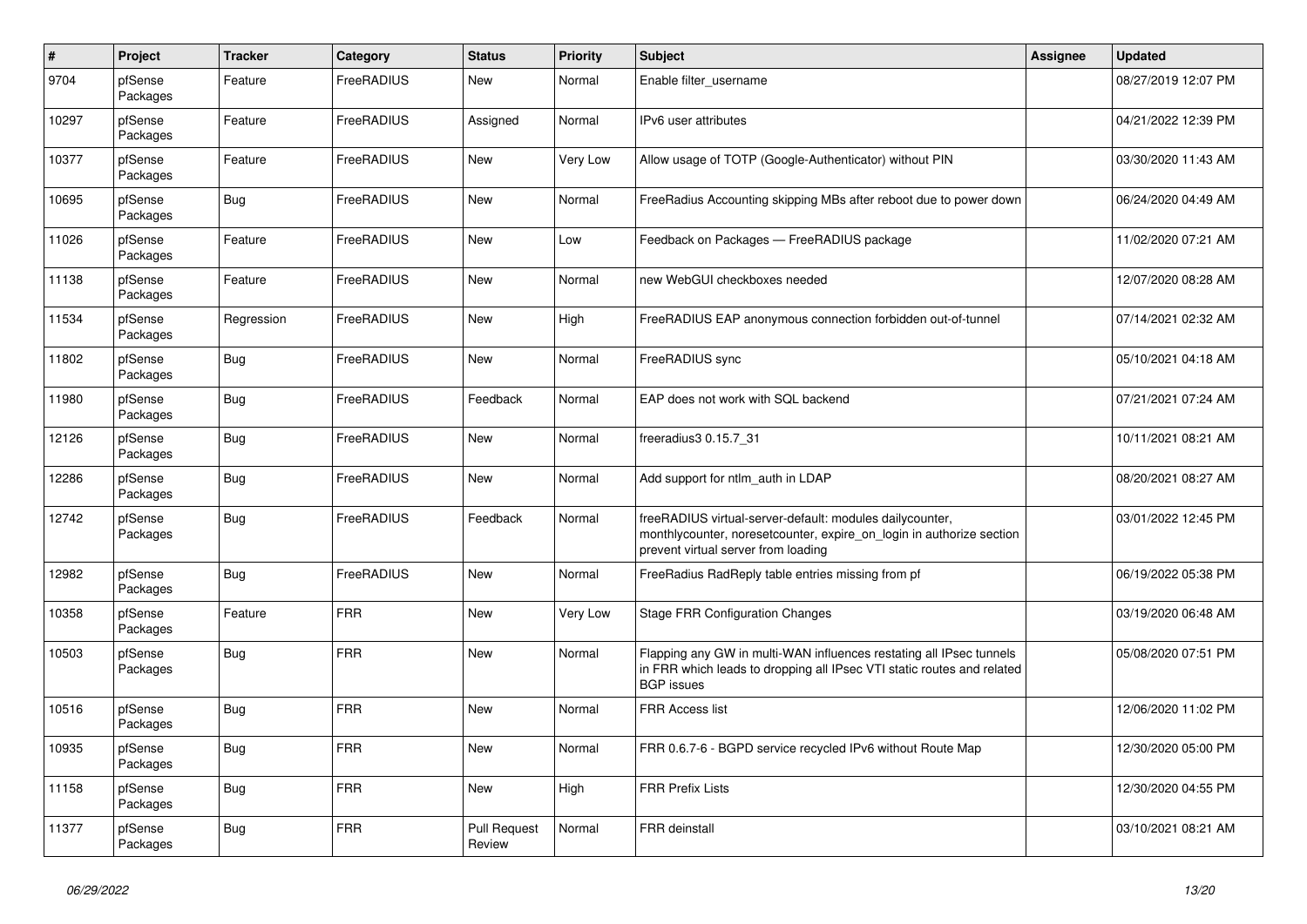| # | Project | Tracker | Category | Status | Priority | Subject | Assignee | Updated |
|---|---|---|---|---|---|---|---|---|
| 9704 | pfSense Packages | Feature | FreeRADIUS | New | Normal | Enable filter_username | | 08/27/2019 12:07 PM |
| 10297 | pfSense Packages | Feature | FreeRADIUS | Assigned | Normal | IPv6 user attributes | | 04/21/2022 12:39 PM |
| 10377 | pfSense Packages | Feature | FreeRADIUS | New | Very Low | Allow usage of TOTP (Google-Authenticator) without PIN | | 03/30/2020 11:43 AM |
| 10695 | pfSense Packages | Bug | FreeRADIUS | New | Normal | FreeRadius Accounting skipping MBs after reboot due to power down | | 06/24/2020 04:49 AM |
| 11026 | pfSense Packages | Feature | FreeRADIUS | New | Low | Feedback on Packages — FreeRADIUS package | | 11/02/2020 07:21 AM |
| 11138 | pfSense Packages | Feature | FreeRADIUS | New | Normal | new WebGUI checkboxes needed | | 12/07/2020 08:28 AM |
| 11534 | pfSense Packages | Regression | FreeRADIUS | New | High | FreeRADIUS EAP anonymous connection forbidden out-of-tunnel | | 07/14/2021 02:32 AM |
| 11802 | pfSense Packages | Bug | FreeRADIUS | New | Normal | FreeRADIUS sync | | 05/10/2021 04:18 AM |
| 11980 | pfSense Packages | Bug | FreeRADIUS | Feedback | Normal | EAP does not work with SQL backend | | 07/21/2021 07:24 AM |
| 12126 | pfSense Packages | Bug | FreeRADIUS | New | Normal | freeradius3 0.15.7_31 | | 10/11/2021 08:21 AM |
| 12286 | pfSense Packages | Bug | FreeRADIUS | New | Normal | Add support for ntlm_auth in LDAP | | 08/20/2021 08:27 AM |
| 12742 | pfSense Packages | Bug | FreeRADIUS | Feedback | Normal | freeRADIUS virtual-server-default: modules dailycounter, monthlycounter, noresetcounter, expire_on_login in authorize section prevent virtual server from loading | | 03/01/2022 12:45 PM |
| 12982 | pfSense Packages | Bug | FreeRADIUS | New | Normal | FreeRadius RadReply table entries missing from pf | | 06/19/2022 05:38 PM |
| 10358 | pfSense Packages | Feature | FRR | New | Very Low | Stage FRR Configuration Changes | | 03/19/2020 06:48 AM |
| 10503 | pfSense Packages | Bug | FRR | New | Normal | Flapping any GW in multi-WAN influences restating all IPsec tunnels in FRR which leads to dropping all IPsec VTI static routes and related BGP issues | | 05/08/2020 07:51 PM |
| 10516 | pfSense Packages | Bug | FRR | New | Normal | FRR Access list | | 12/06/2020 11:02 PM |
| 10935 | pfSense Packages | Bug | FRR | New | Normal | FRR 0.6.7-6 - BGPD service recycled IPv6 without Route Map | | 12/30/2020 05:00 PM |
| 11158 | pfSense Packages | Bug | FRR | New | High | FRR Prefix Lists | | 12/30/2020 04:55 PM |
| 11377 | pfSense Packages | Bug | FRR | Pull Request Review | Normal | FRR deinstall | | 03/10/2021 08:21 AM |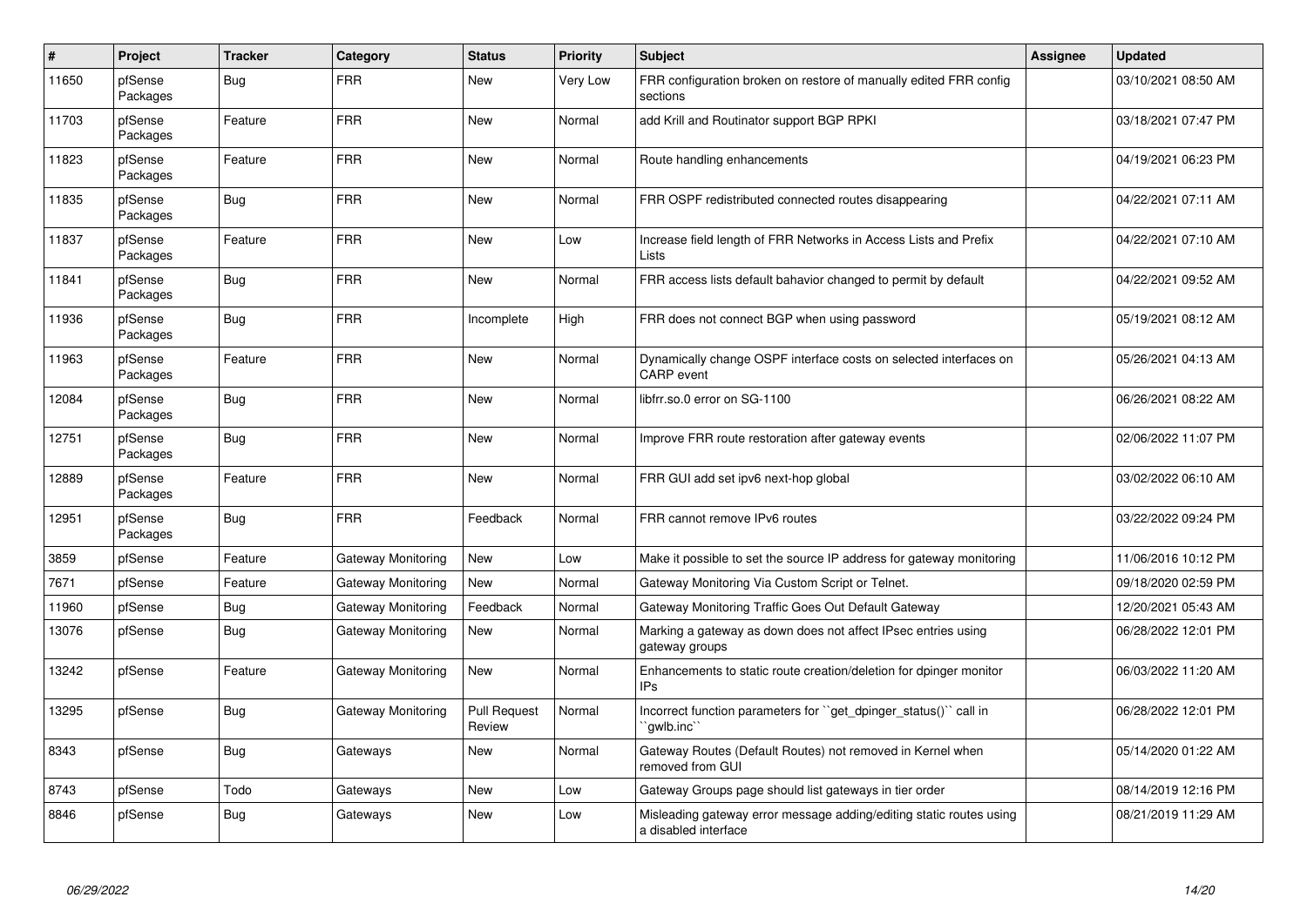| # | Project | Tracker | Category | Status | Priority | Subject | Assignee | Updated |
|---|---|---|---|---|---|---|---|---|
| 11650 | pfSense Packages | Bug | FRR | New | Very Low | FRR configuration broken on restore of manually edited FRR config sections | | 03/10/2021 08:50 AM |
| 11703 | pfSense Packages | Feature | FRR | New | Normal | add Krill and Routinator support BGP RPKI | | 03/18/2021 07:47 PM |
| 11823 | pfSense Packages | Feature | FRR | New | Normal | Route handling enhancements | | 04/19/2021 06:23 PM |
| 11835 | pfSense Packages | Bug | FRR | New | Normal | FRR OSPF redistributed connected routes disappearing | | 04/22/2021 07:11 AM |
| 11837 | pfSense Packages | Feature | FRR | New | Low | Increase field length of FRR Networks in Access Lists and Prefix Lists | | 04/22/2021 07:10 AM |
| 11841 | pfSense Packages | Bug | FRR | New | Normal | FRR access lists default bahavior changed to permit by default | | 04/22/2021 09:52 AM |
| 11936 | pfSense Packages | Bug | FRR | Incomplete | High | FRR does not connect BGP when using password | | 05/19/2021 08:12 AM |
| 11963 | pfSense Packages | Feature | FRR | New | Normal | Dynamically change OSPF interface costs on selected interfaces on CARP event | | 05/26/2021 04:13 AM |
| 12084 | pfSense Packages | Bug | FRR | New | Normal | libfrr.so.0 error on SG-1100 | | 06/26/2021 08:22 AM |
| 12751 | pfSense Packages | Bug | FRR | New | Normal | Improve FRR route restoration after gateway events | | 02/06/2022 11:07 PM |
| 12889 | pfSense Packages | Feature | FRR | New | Normal | FRR GUI add set ipv6 next-hop global | | 03/02/2022 06:10 AM |
| 12951 | pfSense Packages | Bug | FRR | Feedback | Normal | FRR cannot remove IPv6 routes | | 03/22/2022 09:24 PM |
| 3859 | pfSense | Feature | Gateway Monitoring | New | Low | Make it possible to set the source IP address for gateway monitoring | | 11/06/2016 10:12 PM |
| 7671 | pfSense | Feature | Gateway Monitoring | New | Normal | Gateway Monitoring Via Custom Script or Telnet. | | 09/18/2020 02:59 PM |
| 11960 | pfSense | Bug | Gateway Monitoring | Feedback | Normal | Gateway Monitoring Traffic Goes Out Default Gateway | | 12/20/2021 05:43 AM |
| 13076 | pfSense | Bug | Gateway Monitoring | New | Normal | Marking a gateway as down does not affect IPsec entries using gateway groups | | 06/28/2022 12:01 PM |
| 13242 | pfSense | Feature | Gateway Monitoring | New | Normal | Enhancements to static route creation/deletion for dpinger monitor IPs | | 06/03/2022 11:20 AM |
| 13295 | pfSense | Bug | Gateway Monitoring | Pull Request Review | Normal | Incorrect function parameters for ``get_dpinger_status()`` call in ``gwlb.inc`` | | 06/28/2022 12:01 PM |
| 8343 | pfSense | Bug | Gateways | New | Normal | Gateway Routes (Default Routes) not removed in Kernel when removed from GUI | | 05/14/2020 01:22 AM |
| 8743 | pfSense | Todo | Gateways | New | Low | Gateway Groups page should list gateways in tier order | | 08/14/2019 12:16 PM |
| 8846 | pfSense | Bug | Gateways | New | Low | Misleading gateway error message adding/editing static routes using a disabled interface | | 08/21/2019 11:29 AM |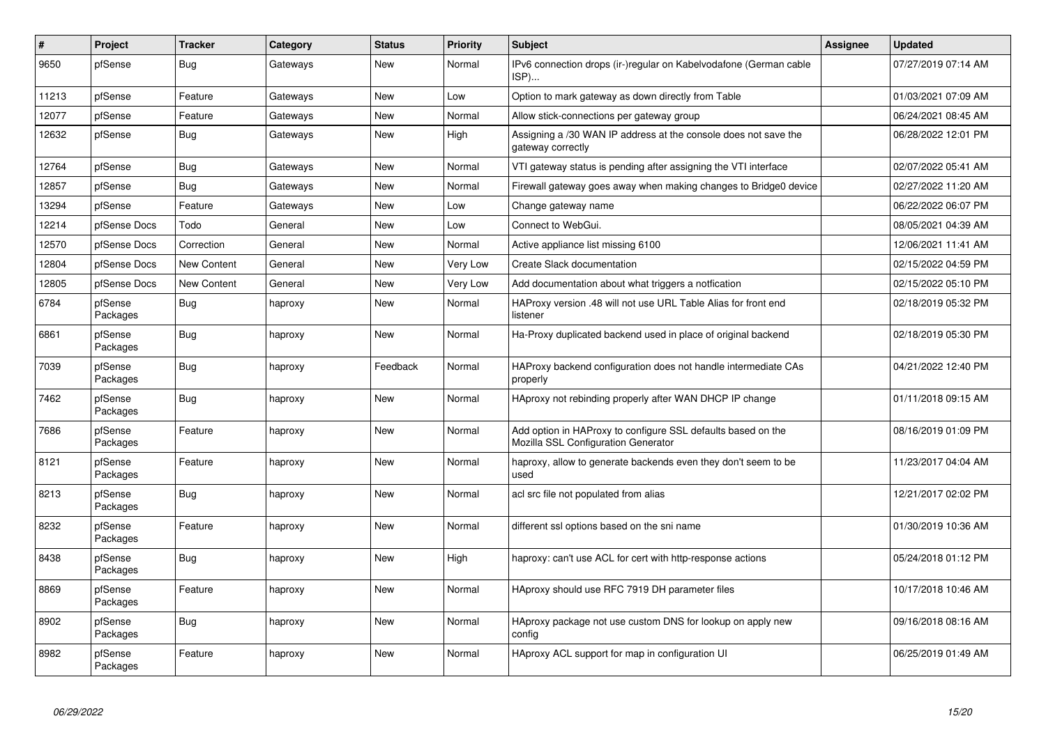| # | Project | Tracker | Category | Status | Priority | Subject | Assignee | Updated |
|---|---|---|---|---|---|---|---|---|
| 9650 | pfSense | Bug | Gateways | New | Normal | IPv6 connection drops (ir-)regular on Kabelvodafone (German cable ISP)... | | 07/27/2019 07:14 AM |
| 11213 | pfSense | Feature | Gateways | New | Low | Option to mark gateway as down directly from Table | | 01/03/2021 07:09 AM |
| 12077 | pfSense | Feature | Gateways | New | Normal | Allow stick-connections per gateway group | | 06/24/2021 08:45 AM |
| 12632 | pfSense | Bug | Gateways | New | High | Assigning a /30 WAN IP address at the console does not save the gateway correctly | | 06/28/2022 12:01 PM |
| 12764 | pfSense | Bug | Gateways | New | Normal | VTI gateway status is pending after assigning the VTI interface | | 02/07/2022 05:41 AM |
| 12857 | pfSense | Bug | Gateways | New | Normal | Firewall gateway goes away when making changes to Bridge0 device | | 02/27/2022 11:20 AM |
| 13294 | pfSense | Feature | Gateways | New | Low | Change gateway name | | 06/22/2022 06:07 PM |
| 12214 | pfSense Docs | Todo | General | New | Low | Connect to WebGui. | | 08/05/2021 04:39 AM |
| 12570 | pfSense Docs | Correction | General | New | Normal | Active appliance list missing 6100 | | 12/06/2021 11:41 AM |
| 12804 | pfSense Docs | New Content | General | New | Very Low | Create Slack documentation | | 02/15/2022 04:59 PM |
| 12805 | pfSense Docs | New Content | General | New | Very Low | Add documentation about what triggers a notfication | | 02/15/2022 05:10 PM |
| 6784 | pfSense Packages | Bug | haproxy | New | Normal | HAProxy version .48 will not use URL Table Alias for front end listener | | 02/18/2019 05:32 PM |
| 6861 | pfSense Packages | Bug | haproxy | New | Normal | Ha-Proxy duplicated backend used in place of original backend | | 02/18/2019 05:30 PM |
| 7039 | pfSense Packages | Bug | haproxy | Feedback | Normal | HAProxy backend configuration does not handle intermediate CAs properly | | 04/21/2022 12:40 PM |
| 7462 | pfSense Packages | Bug | haproxy | New | Normal | HAproxy not rebinding properly after WAN DHCP IP change | | 01/11/2018 09:15 AM |
| 7686 | pfSense Packages | Feature | haproxy | New | Normal | Add option in HAProxy to configure SSL defaults based on the Mozilla SSL Configuration Generator | | 08/16/2019 01:09 PM |
| 8121 | pfSense Packages | Feature | haproxy | New | Normal | haproxy, allow to generate backends even they don't seem to be used | | 11/23/2017 04:04 AM |
| 8213 | pfSense Packages | Bug | haproxy | New | Normal | acl src file not populated from alias | | 12/21/2017 02:02 PM |
| 8232 | pfSense Packages | Feature | haproxy | New | Normal | different ssl options based on the sni name | | 01/30/2019 10:36 AM |
| 8438 | pfSense Packages | Bug | haproxy | New | High | haproxy: can't use ACL for cert with http-response actions | | 05/24/2018 01:12 PM |
| 8869 | pfSense Packages | Feature | haproxy | New | Normal | HAproxy should use RFC 7919 DH parameter files | | 10/17/2018 10:46 AM |
| 8902 | pfSense Packages | Bug | haproxy | New | Normal | HAproxy package not use custom DNS for lookup on apply new config | | 09/16/2018 08:16 AM |
| 8982 | pfSense Packages | Feature | haproxy | New | Normal | HAproxy ACL support for map in configuration UI | | 06/25/2019 01:49 AM |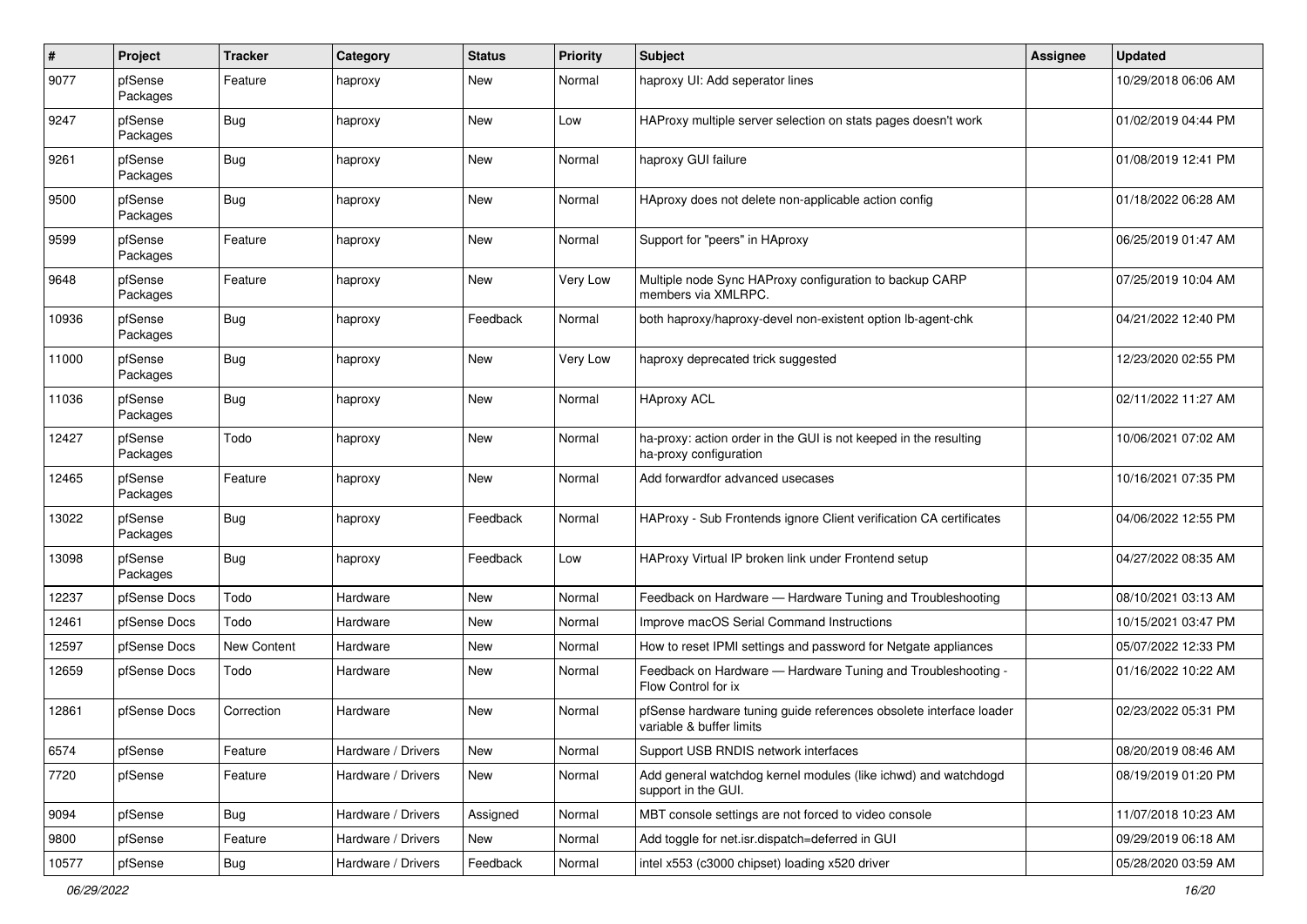| # | Project | Tracker | Category | Status | Priority | Subject | Assignee | Updated |
|---|---|---|---|---|---|---|---|---|
| 9077 | pfSense Packages | Feature | haproxy | New | Normal | haproxy UI: Add seperator lines | | 10/29/2018 06:06 AM |
| 9247 | pfSense Packages | Bug | haproxy | New | Low | HAProxy multiple server selection on stats pages doesn't work | | 01/02/2019 04:44 PM |
| 9261 | pfSense Packages | Bug | haproxy | New | Normal | haproxy GUI failure | | 01/08/2019 12:41 PM |
| 9500 | pfSense Packages | Bug | haproxy | New | Normal | HAproxy does not delete non-applicable action config | | 01/18/2022 06:28 AM |
| 9599 | pfSense Packages | Feature | haproxy | New | Normal | Support for "peers" in HAproxy | | 06/25/2019 01:47 AM |
| 9648 | pfSense Packages | Feature | haproxy | New | Very Low | Multiple node Sync HAProxy configuration to backup CARP members via XMLRPC. | | 07/25/2019 10:04 AM |
| 10936 | pfSense Packages | Bug | haproxy | Feedback | Normal | both haproxy/haproxy-devel non-existent option lb-agent-chk | | 04/21/2022 12:40 PM |
| 11000 | pfSense Packages | Bug | haproxy | New | Very Low | haproxy deprecated trick suggested | | 12/23/2020 02:55 PM |
| 11036 | pfSense Packages | Bug | haproxy | New | Normal | HAproxy ACL | | 02/11/2022 11:27 AM |
| 12427 | pfSense Packages | Todo | haproxy | New | Normal | ha-proxy: action order in the GUI is not keeped in the resulting ha-proxy configuration | | 10/06/2021 07:02 AM |
| 12465 | pfSense Packages | Feature | haproxy | New | Normal | Add forwardfor advanced usecases | | 10/16/2021 07:35 PM |
| 13022 | pfSense Packages | Bug | haproxy | Feedback | Normal | HAProxy - Sub Frontends ignore Client verification CA certificates | | 04/06/2022 12:55 PM |
| 13098 | pfSense Packages | Bug | haproxy | Feedback | Low | HAProxy Virtual IP broken link under Frontend setup | | 04/27/2022 08:35 AM |
| 12237 | pfSense Docs | Todo | Hardware | New | Normal | Feedback on Hardware — Hardware Tuning and Troubleshooting | | 08/10/2021 03:13 AM |
| 12461 | pfSense Docs | Todo | Hardware | New | Normal | Improve macOS Serial Command Instructions | | 10/15/2021 03:47 PM |
| 12597 | pfSense Docs | New Content | Hardware | New | Normal | How to reset IPMI settings and password for Netgate appliances | | 05/07/2022 12:33 PM |
| 12659 | pfSense Docs | Todo | Hardware | New | Normal | Feedback on Hardware — Hardware Tuning and Troubleshooting - Flow Control for ix | | 01/16/2022 10:22 AM |
| 12861 | pfSense Docs | Correction | Hardware | New | Normal | pfSense hardware tuning guide references obsolete interface loader variable & buffer limits | | 02/23/2022 05:31 PM |
| 6574 | pfSense | Feature | Hardware / Drivers | New | Normal | Support USB RNDIS network interfaces | | 08/20/2019 08:46 AM |
| 7720 | pfSense | Feature | Hardware / Drivers | New | Normal | Add general watchdog kernel modules (like ichwd) and watchdogd support in the GUI. | | 08/19/2019 01:20 PM |
| 9094 | pfSense | Bug | Hardware / Drivers | Assigned | Normal | MBT console settings are not forced to video console | | 11/07/2018 10:23 AM |
| 9800 | pfSense | Feature | Hardware / Drivers | New | Normal | Add toggle for net.isr.dispatch=deferred in GUI | | 09/29/2019 06:18 AM |
| 10577 | pfSense | Bug | Hardware / Drivers | Feedback | Normal | intel x553 (c3000 chipset) loading x520 driver | | 05/28/2020 03:59 AM |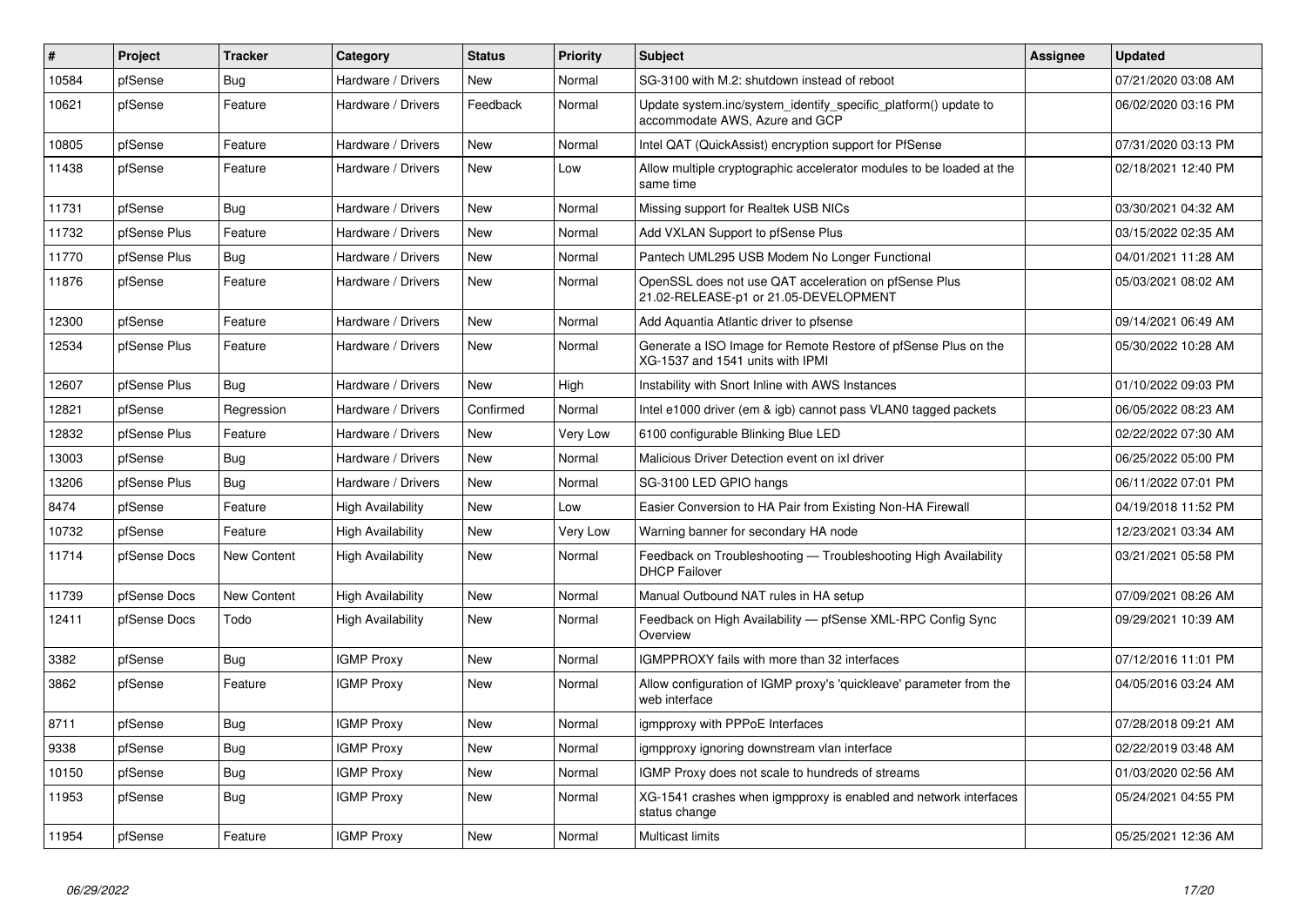| # | Project | Tracker | Category | Status | Priority | Subject | Assignee | Updated |
|---|---|---|---|---|---|---|---|---|
| 10584 | pfSense | Bug | Hardware / Drivers | New | Normal | SG-3100 with M.2: shutdown instead of reboot | | 07/21/2020 03:08 AM |
| 10621 | pfSense | Feature | Hardware / Drivers | Feedback | Normal | Update system.inc/system_identify_specific_platform() update to accommodate AWS, Azure and GCP | | 06/02/2020 03:16 PM |
| 10805 | pfSense | Feature | Hardware / Drivers | New | Normal | Intel QAT (QuickAssist) encryption support for PfSense | | 07/31/2020 03:13 PM |
| 11438 | pfSense | Feature | Hardware / Drivers | New | Low | Allow multiple cryptographic accelerator modules to be loaded at the same time | | 02/18/2021 12:40 PM |
| 11731 | pfSense | Bug | Hardware / Drivers | New | Normal | Missing support for Realtek USB NICs | | 03/30/2021 04:32 AM |
| 11732 | pfSense Plus | Feature | Hardware / Drivers | New | Normal | Add VXLAN Support to pfSense Plus | | 03/15/2022 02:35 AM |
| 11770 | pfSense Plus | Bug | Hardware / Drivers | New | Normal | Pantech UML295 USB Modem No Longer Functional | | 04/01/2021 11:28 AM |
| 11876 | pfSense | Feature | Hardware / Drivers | New | Normal | OpenSSL does not use QAT acceleration on pfSense Plus 21.02-RELEASE-p1 or 21.05-DEVELOPMENT | | 05/03/2021 08:02 AM |
| 12300 | pfSense | Feature | Hardware / Drivers | New | Normal | Add Aquantia Atlantic driver to pfsense | | 09/14/2021 06:49 AM |
| 12534 | pfSense Plus | Feature | Hardware / Drivers | New | Normal | Generate a ISO Image for Remote Restore of pfSense Plus on the XG-1537 and 1541 units with IPMI | | 05/30/2022 10:28 AM |
| 12607 | pfSense Plus | Bug | Hardware / Drivers | New | High | Instability with Snort Inline with AWS Instances | | 01/10/2022 09:03 PM |
| 12821 | pfSense | Regression | Hardware / Drivers | Confirmed | Normal | Intel e1000 driver (em & igb) cannot pass VLAN0 tagged packets | | 06/05/2022 08:23 AM |
| 12832 | pfSense Plus | Feature | Hardware / Drivers | New | Very Low | 6100 configurable Blinking Blue LED | | 02/22/2022 07:30 AM |
| 13003 | pfSense | Bug | Hardware / Drivers | New | Normal | Malicious Driver Detection event on ixl driver | | 06/25/2022 05:00 PM |
| 13206 | pfSense Plus | Bug | Hardware / Drivers | New | Normal | SG-3100 LED GPIO hangs | | 06/11/2022 07:01 PM |
| 8474 | pfSense | Feature | High Availability | New | Low | Easier Conversion to HA Pair from Existing Non-HA Firewall | | 04/19/2018 11:52 PM |
| 10732 | pfSense | Feature | High Availability | New | Very Low | Warning banner for secondary HA node | | 12/23/2021 03:34 AM |
| 11714 | pfSense Docs | New Content | High Availability | New | Normal | Feedback on Troubleshooting — Troubleshooting High Availability DHCP Failover | | 03/21/2021 05:58 PM |
| 11739 | pfSense Docs | New Content | High Availability | New | Normal | Manual Outbound NAT rules in HA setup | | 07/09/2021 08:26 AM |
| 12411 | pfSense Docs | Todo | High Availability | New | Normal | Feedback on High Availability — pfSense XML-RPC Config Sync Overview | | 09/29/2021 10:39 AM |
| 3382 | pfSense | Bug | IGMP Proxy | New | Normal | IGMPPROXY fails with more than 32 interfaces | | 07/12/2016 11:01 PM |
| 3862 | pfSense | Feature | IGMP Proxy | New | Normal | Allow configuration of IGMP proxy's 'quickleave' parameter from the web interface | | 04/05/2016 03:24 AM |
| 8711 | pfSense | Bug | IGMP Proxy | New | Normal | igmpproxy with PPPoE Interfaces | | 07/28/2018 09:21 AM |
| 9338 | pfSense | Bug | IGMP Proxy | New | Normal | igmpproxy ignoring downstream vlan interface | | 02/22/2019 03:48 AM |
| 10150 | pfSense | Bug | IGMP Proxy | New | Normal | IGMP Proxy does not scale to hundreds of streams | | 01/03/2020 02:56 AM |
| 11953 | pfSense | Bug | IGMP Proxy | New | Normal | XG-1541 crashes when igmpproxy is enabled and network interfaces status change | | 05/24/2021 04:55 PM |
| 11954 | pfSense | Feature | IGMP Proxy | New | Normal | Multicast limits | | 05/25/2021 12:36 AM |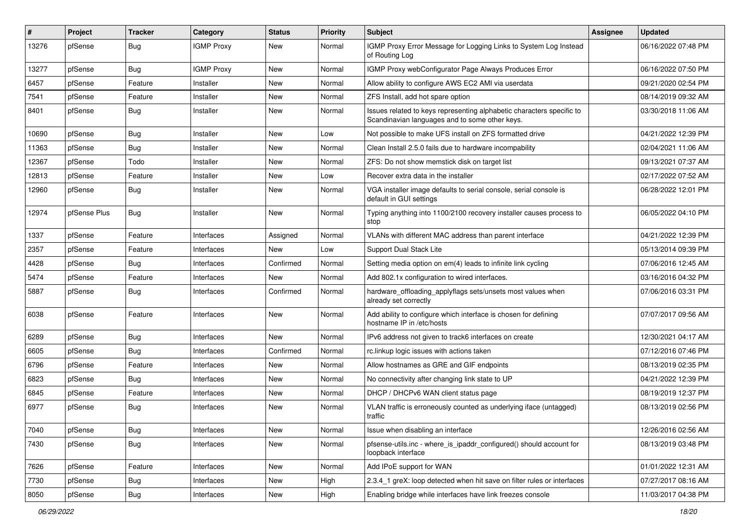| # | Project | Tracker | Category | Status | Priority | Subject | Assignee | Updated |
|---|---|---|---|---|---|---|---|---|
| 13276 | pfSense | Bug | IGMP Proxy | New | Normal | IGMP Proxy Error Message for Logging Links to System Log Instead of Routing Log | | 06/16/2022 07:48 PM |
| 13277 | pfSense | Bug | IGMP Proxy | New | Normal | IGMP Proxy webConfigurator Page Always Produces Error | | 06/16/2022 07:50 PM |
| 6457 | pfSense | Feature | Installer | New | Normal | Allow ability to configure AWS EC2 AMI via userdata | | 09/21/2020 02:54 PM |
| 7541 | pfSense | Feature | Installer | New | Normal | ZFS Install, add hot spare option | | 08/14/2019 09:32 AM |
| 8401 | pfSense | Bug | Installer | New | Normal | Issues related to keys representing alphabetic characters specific to Scandinavian languages and to some other keys. | | 03/30/2018 11:06 AM |
| 10690 | pfSense | Bug | Installer | New | Low | Not possible to make UFS install on ZFS formatted drive | | 04/21/2022 12:39 PM |
| 11363 | pfSense | Bug | Installer | New | Normal | Clean Install 2.5.0 fails due to hardware incompability | | 02/04/2021 11:06 AM |
| 12367 | pfSense | Todo | Installer | New | Normal | ZFS: Do not show memstick disk on target list | | 09/13/2021 07:37 AM |
| 12813 | pfSense | Feature | Installer | New | Low | Recover extra data in the installer | | 02/17/2022 07:52 AM |
| 12960 | pfSense | Bug | Installer | New | Normal | VGA installer image defaults to serial console, serial console is default in GUI settings | | 06/28/2022 12:01 PM |
| 12974 | pfSense Plus | Bug | Installer | New | Normal | Typing anything into 1100/2100 recovery installer causes process to stop | | 06/05/2022 04:10 PM |
| 1337 | pfSense | Feature | Interfaces | Assigned | Normal | VLANs with different MAC address than parent interface | | 04/21/2022 12:39 PM |
| 2357 | pfSense | Feature | Interfaces | New | Low | Support Dual Stack Lite | | 05/13/2014 09:39 PM |
| 4428 | pfSense | Bug | Interfaces | Confirmed | Normal | Setting media option on em(4) leads to infinite link cycling | | 07/06/2016 12:45 AM |
| 5474 | pfSense | Feature | Interfaces | New | Normal | Add 802.1x configuration to wired interfaces. | | 03/16/2016 04:32 PM |
| 5887 | pfSense | Bug | Interfaces | Confirmed | Normal | hardware_offloading_applyflags sets/unsets most values when already set correctly | | 07/06/2016 03:31 PM |
| 6038 | pfSense | Feature | Interfaces | New | Normal | Add ability to configure which interface is chosen for defining hostname IP in /etc/hosts | | 07/07/2017 09:56 AM |
| 6289 | pfSense | Bug | Interfaces | New | Normal | IPv6 address not given to track6 interfaces on create | | 12/30/2021 04:17 AM |
| 6605 | pfSense | Bug | Interfaces | Confirmed | Normal | rc.linkup logic issues with actions taken | | 07/12/2016 07:46 PM |
| 6796 | pfSense | Feature | Interfaces | New | Normal | Allow hostnames as GRE and GIF endpoints | | 08/13/2019 02:35 PM |
| 6823 | pfSense | Bug | Interfaces | New | Normal | No connectivity after changing link state to UP | | 04/21/2022 12:39 PM |
| 6845 | pfSense | Feature | Interfaces | New | Normal | DHCP / DHCPv6 WAN client status page | | 08/19/2019 12:37 PM |
| 6977 | pfSense | Bug | Interfaces | New | Normal | VLAN traffic is erroneously counted as underlying iface (untagged) traffic | | 08/13/2019 02:56 PM |
| 7040 | pfSense | Bug | Interfaces | New | Normal | Issue when disabling an interface | | 12/26/2016 02:56 AM |
| 7430 | pfSense | Bug | Interfaces | New | Normal | pfsense-utils.inc - where_is_ipaddr_configured() should account for loopback interface | | 08/13/2019 03:48 PM |
| 7626 | pfSense | Feature | Interfaces | New | Normal | Add IPoE support for WAN | | 01/01/2022 12:31 AM |
| 7730 | pfSense | Bug | Interfaces | New | High | 2.3.4_1 greX: loop detected when hit save on filter rules or interfaces | | 07/27/2017 08:16 AM |
| 8050 | pfSense | Bug | Interfaces | New | High | Enabling bridge while interfaces have link freezes console | | 11/03/2017 04:38 PM |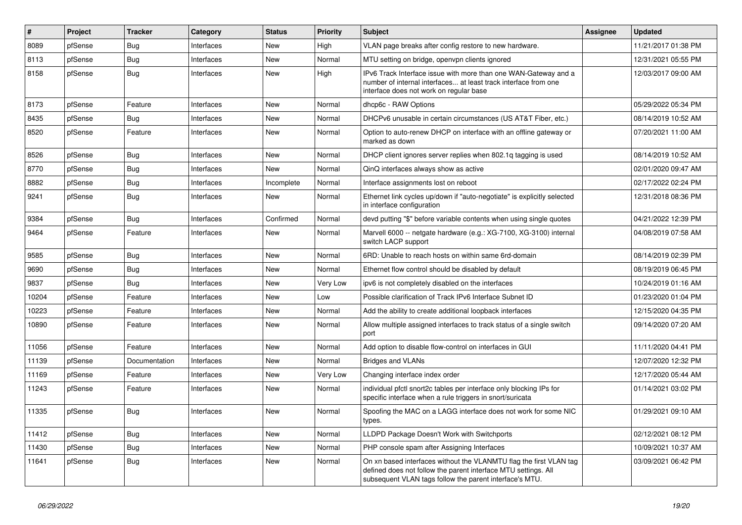| # | Project | Tracker | Category | Status | Priority | Subject | Assignee | Updated |
|---|---|---|---|---|---|---|---|---|
| 8089 | pfSense | Bug | Interfaces | New | High | VLAN page breaks after config restore to new hardware. | | 11/21/2017 01:38 PM |
| 8113 | pfSense | Bug | Interfaces | New | Normal | MTU setting on bridge, openvpn clients ignored | | 12/31/2021 05:55 PM |
| 8158 | pfSense | Bug | Interfaces | New | High | IPv6 Track Interface issue with more than one WAN-Gateway and a number of internal interfaces... at least track interface from one interface does not work on regular base | | 12/03/2017 09:00 AM |
| 8173 | pfSense | Feature | Interfaces | New | Normal | dhcp6c - RAW Options | | 05/29/2022 05:34 PM |
| 8435 | pfSense | Bug | Interfaces | New | Normal | DHCPv6 unusable in certain circumstances (US AT&T Fiber, etc.) | | 08/14/2019 10:52 AM |
| 8520 | pfSense | Feature | Interfaces | New | Normal | Option to auto-renew DHCP on interface with an offline gateway or marked as down | | 07/20/2021 11:00 AM |
| 8526 | pfSense | Bug | Interfaces | New | Normal | DHCP client ignores server replies when 802.1q tagging is used | | 08/14/2019 10:52 AM |
| 8770 | pfSense | Bug | Interfaces | New | Normal | QinQ interfaces always show as active | | 02/01/2020 09:47 AM |
| 8882 | pfSense | Bug | Interfaces | Incomplete | Normal | Interface assignments lost on reboot | | 02/17/2022 02:24 PM |
| 9241 | pfSense | Bug | Interfaces | New | Normal | Ethernet link cycles up/down if "auto-negotiate" is explicitly selected in interface configuration | | 12/31/2018 08:36 PM |
| 9384 | pfSense | Bug | Interfaces | Confirmed | Normal | devd putting "$" before variable contents when using single quotes | | 04/21/2022 12:39 PM |
| 9464 | pfSense | Feature | Interfaces | New | Normal | Marvell 6000 -- netgate hardware (e.g.: XG-7100, XG-3100) internal switch LACP support | | 04/08/2019 07:58 AM |
| 9585 | pfSense | Bug | Interfaces | New | Normal | 6RD: Unable to reach hosts on within same 6rd-domain | | 08/14/2019 02:39 PM |
| 9690 | pfSense | Bug | Interfaces | New | Normal | Ethernet flow control should be disabled by default | | 08/19/2019 06:45 PM |
| 9837 | pfSense | Bug | Interfaces | New | Very Low | ipv6 is not completely disabled on the interfaces | | 10/24/2019 01:16 AM |
| 10204 | pfSense | Feature | Interfaces | New | Low | Possible clarification of Track IPv6 Interface Subnet ID | | 01/23/2020 01:04 PM |
| 10223 | pfSense | Feature | Interfaces | New | Normal | Add the ability to create additional loopback interfaces | | 12/15/2020 04:35 PM |
| 10890 | pfSense | Feature | Interfaces | New | Normal | Allow multiple assigned interfaces to track status of a single switch port | | 09/14/2020 07:20 AM |
| 11056 | pfSense | Feature | Interfaces | New | Normal | Add option to disable flow-control on interfaces in GUI | | 11/11/2020 04:41 PM |
| 11139 | pfSense | Documentation | Interfaces | New | Normal | Bridges and VLANs | | 12/07/2020 12:32 PM |
| 11169 | pfSense | Feature | Interfaces | New | Very Low | Changing interface index order | | 12/17/2020 05:44 AM |
| 11243 | pfSense | Feature | Interfaces | New | Normal | individual pfctl snort2c tables per interface only blocking IPs for specific interface when a rule triggers in snort/suricata | | 01/14/2021 03:02 PM |
| 11335 | pfSense | Bug | Interfaces | New | Normal | Spoofing the MAC on a LAGG interface does not work for some NIC types. | | 01/29/2021 09:10 AM |
| 11412 | pfSense | Bug | Interfaces | New | Normal | LLDPD Package Doesn't Work with Switchports | | 02/12/2021 08:12 PM |
| 11430 | pfSense | Bug | Interfaces | New | Normal | PHP console spam after Assigning Interfaces | | 10/09/2021 10:37 AM |
| 11641 | pfSense | Bug | Interfaces | New | Normal | On xn based interfaces without the VLANMTU flag the first VLAN tag defined does not follow the parent interface MTU settings. All subsequent VLAN tags follow the parent interface's MTU. | | 03/09/2021 06:42 PM |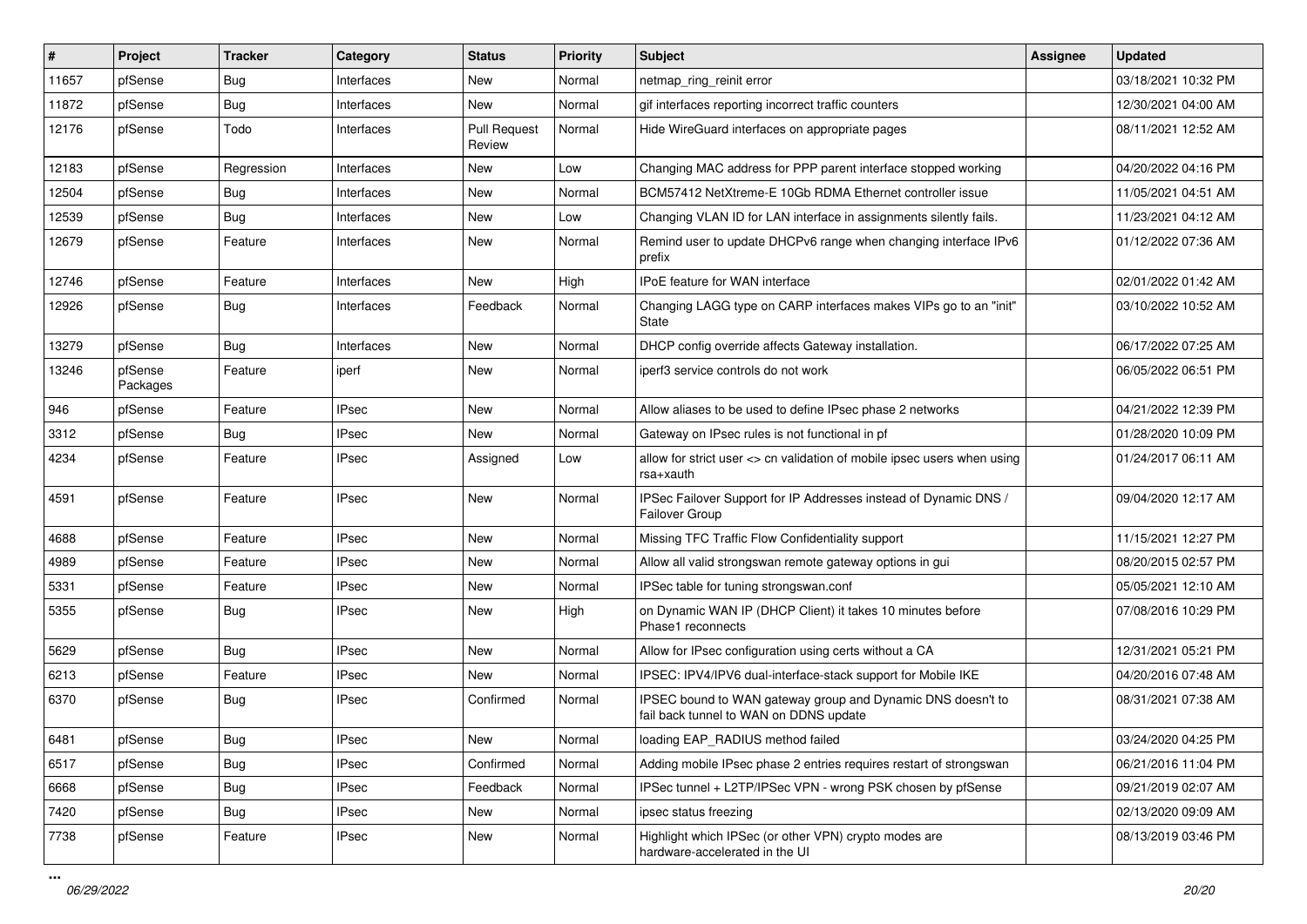| # | Project | Tracker | Category | Status | Priority | Subject | Assignee | Updated |
|---|---|---|---|---|---|---|---|---|
| 11657 | pfSense | Bug | Interfaces | New | Normal | netmap_ring_reinit error | | 03/18/2021 10:32 PM |
| 11872 | pfSense | Bug | Interfaces | New | Normal | gif interfaces reporting incorrect traffic counters | | 12/30/2021 04:00 AM |
| 12176 | pfSense | Todo | Interfaces | Pull Request Review | Normal | Hide WireGuard interfaces on appropriate pages | | 08/11/2021 12:52 AM |
| 12183 | pfSense | Regression | Interfaces | New | Low | Changing MAC address for PPP parent interface stopped working | | 04/20/2022 04:16 PM |
| 12504 | pfSense | Bug | Interfaces | New | Normal | BCM57412 NetXtreme-E 10Gb RDMA Ethernet controller issue | | 11/05/2021 04:51 AM |
| 12539 | pfSense | Bug | Interfaces | New | Low | Changing VLAN ID for LAN interface in assignments silently fails. | | 11/23/2021 04:12 AM |
| 12679 | pfSense | Feature | Interfaces | New | Normal | Remind user to update DHCPv6 range when changing interface IPv6 prefix | | 01/12/2022 07:36 AM |
| 12746 | pfSense | Feature | Interfaces | New | High | IPoE feature for WAN interface | | 02/01/2022 01:42 AM |
| 12926 | pfSense | Bug | Interfaces | Feedback | Normal | Changing LAGG type on CARP interfaces makes VIPs go to an "init" State | | 03/10/2022 10:52 AM |
| 13279 | pfSense | Bug | Interfaces | New | Normal | DHCP config override affects Gateway installation. | | 06/17/2022 07:25 AM |
| 13246 | pfSense Packages | Feature | iperf | New | Normal | iperf3 service controls do not work | | 06/05/2022 06:51 PM |
| 946 | pfSense | Feature | IPsec | New | Normal | Allow aliases to be used to define IPsec phase 2 networks | | 04/21/2022 12:39 PM |
| 3312 | pfSense | Bug | IPsec | New | Normal | Gateway on IPsec rules is not functional in pf | | 01/28/2020 10:09 PM |
| 4234 | pfSense | Feature | IPsec | Assigned | Low | allow for strict user <> cn validation of mobile ipsec users when using rsa+xauth | | 01/24/2017 06:11 AM |
| 4591 | pfSense | Feature | IPsec | New | Normal | IPSec Failover Support for IP Addresses instead of Dynamic DNS / Failover Group | | 09/04/2020 12:17 AM |
| 4688 | pfSense | Feature | IPsec | New | Normal | Missing TFC Traffic Flow Confidentiality support | | 11/15/2021 12:27 PM |
| 4989 | pfSense | Feature | IPsec | New | Normal | Allow all valid strongswan remote gateway options in gui | | 08/20/2015 02:57 PM |
| 5331 | pfSense | Feature | IPsec | New | Normal | IPSec table for tuning strongswan.conf | | 05/05/2021 12:10 AM |
| 5355 | pfSense | Bug | IPsec | New | High | on Dynamic WAN IP (DHCP Client) it takes 10 minutes before Phase1 reconnects | | 07/08/2016 10:29 PM |
| 5629 | pfSense | Bug | IPsec | New | Normal | Allow for IPsec configuration using certs without a CA | | 12/31/2021 05:21 PM |
| 6213 | pfSense | Feature | IPsec | New | Normal | IPSEC: IPV4/IPV6 dual-interface-stack support for Mobile IKE | | 04/20/2016 07:48 AM |
| 6370 | pfSense | Bug | IPsec | Confirmed | Normal | IPSEC bound to WAN gateway group and Dynamic DNS doesn't to fail back tunnel to WAN on DDNS update | | 08/31/2021 07:38 AM |
| 6481 | pfSense | Bug | IPsec | New | Normal | loading EAP_RADIUS method failed | | 03/24/2020 04:25 PM |
| 6517 | pfSense | Bug | IPsec | Confirmed | Normal | Adding mobile IPsec phase 2 entries requires restart of strongswan | | 06/21/2016 11:04 PM |
| 6668 | pfSense | Bug | IPsec | Feedback | Normal | IPSec tunnel + L2TP/IPSec VPN - wrong PSK chosen by pfSense | | 09/21/2019 02:07 AM |
| 7420 | pfSense | Bug | IPsec | New | Normal | ipsec status freezing | | 02/13/2020 09:09 AM |
| 7738 | pfSense | Feature | IPsec | New | Normal | Highlight which IPSec (or other VPN) crypto modes are hardware-accelerated in the UI | | 08/13/2019 03:46 PM |

...